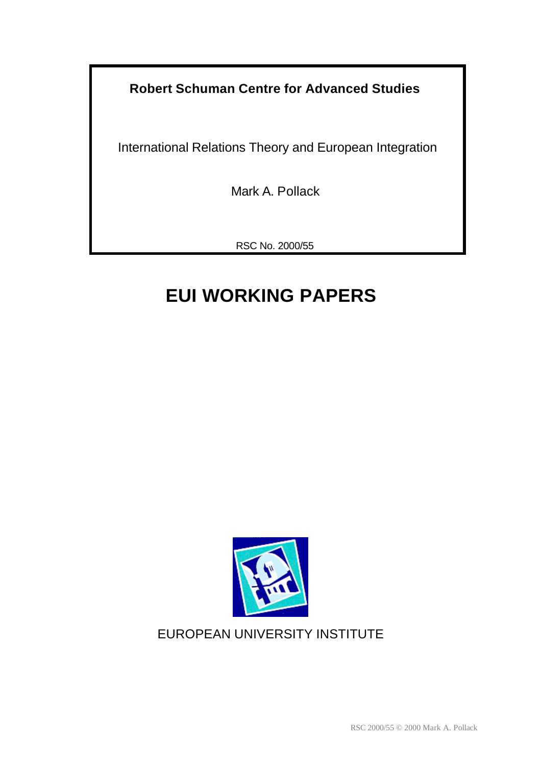**Robert Schuman Centre for Advanced Studies**

International Relations Theory and European Integration

Mark A. Pollack

RSC No. 2000/55

# EUI WORKING PAPERS

EUROPEAN UNIVERSITY INSTITUTE

RSC 2000/55 © 2000 Mark A. Pollack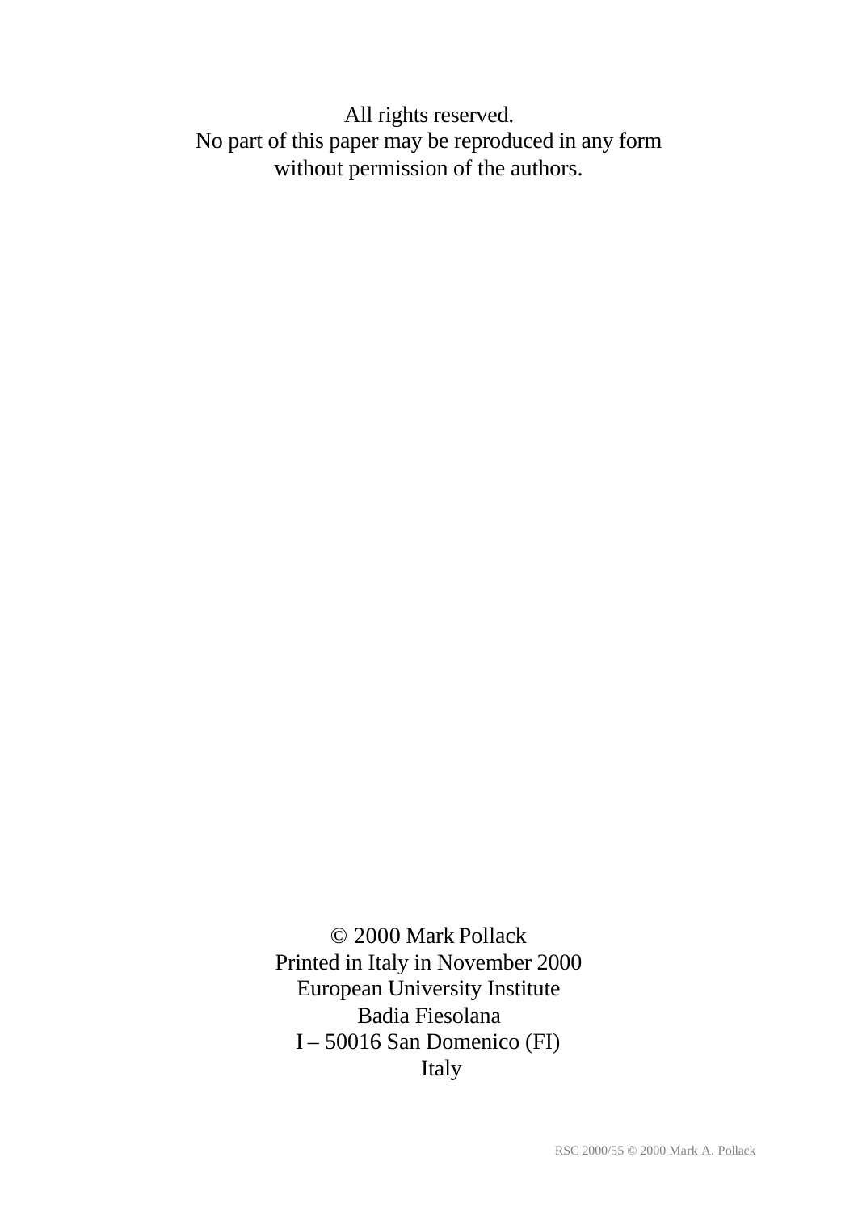All rights reserved.
No part of this paper may be reproduced in any form
without permission of the authors.

© 2000 Mark Pollack
Printed in Italy in November 2000
European University Institute
Badia Fiesolana
I – 50016 San Domenico (FI)
Italy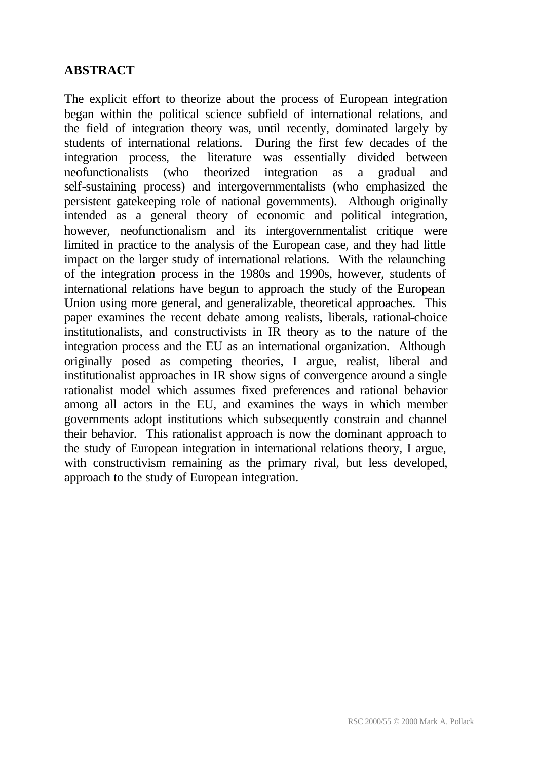## ABSTRACT

The explicit effort to theorize about the process of European integration began within the political science subfield of international relations, and the field of integration theory was, until recently, dominated largely by students of international relations. During the first few decades of the integration process, the literature was essentially divided between neofunctionalists (who theorized integration as a gradual and self-sustaining process) and intergovernmentalists (who emphasized the persistent gatekeeping role of national governments). Although originally intended as a general theory of economic and political integration, however, neofunctionalism and its intergovernmentalist critique were limited in practice to the analysis of the European case, and they had little impact on the larger study of international relations. With the relaunching of the integration process in the 1980s and 1990s, however, students of international relations have begun to approach the study of the European Union using more general, and generalizable, theoretical approaches. This paper examines the recent debate among realists, liberals, rational-choice institutionalists, and constructivists in IR theory as to the nature of the integration process and the EU as an international organization. Although originally posed as competing theories, I argue, realist, liberal and institutionalist approaches in IR show signs of convergence around a single rationalist model which assumes fixed preferences and rational behavior among all actors in the EU, and examines the ways in which member governments adopt institutions which subsequently constrain and channel their behavior. This rationalist approach is now the dominant approach to the study of European integration in international relations theory, I argue, with constructivism remaining as the primary rival, but less developed, approach to the study of European integration.

RSC 2000/55 © 2000 Mark A. Pollack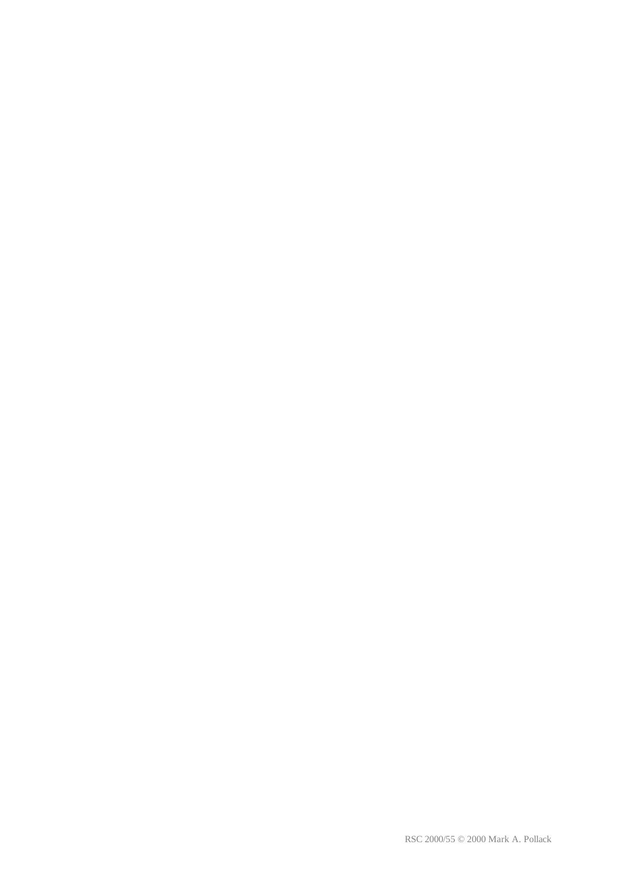RSC 2000/55 © 2000 Mark A. Pollack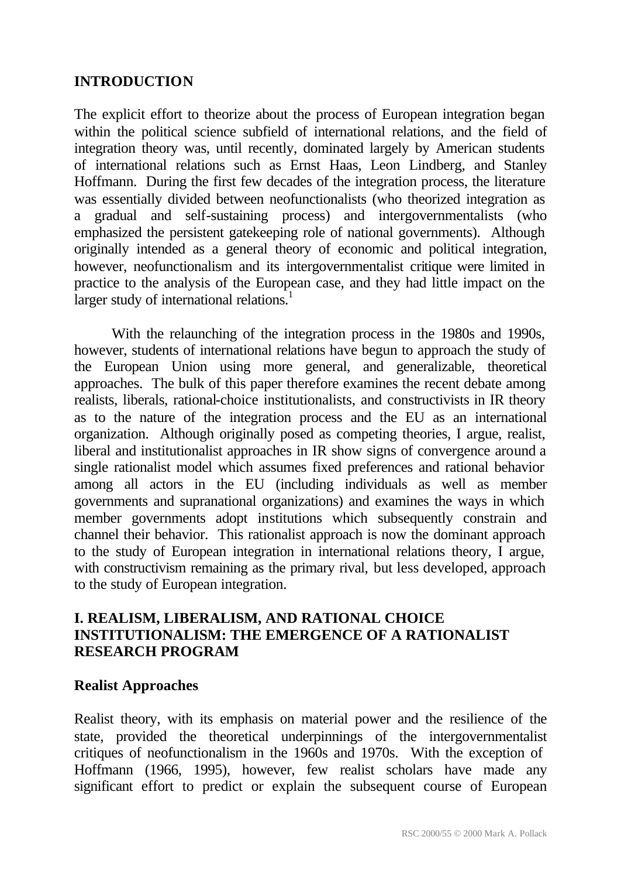## INTRODUCTION

The explicit effort to theorize about the process of European integration began within the political science subfield of international relations, and the field of integration theory was, until recently, dominated largely by American students of international relations such as Ernst Haas, Leon Lindberg, and Stanley Hoffmann. During the first few decades of the integration process, the literature was essentially divided between neofunctionalists (who theorized integration as a gradual and self-sustaining process) and intergovernmentalists (who emphasized the persistent gatekeeping role of national governments). Although originally intended as a general theory of economic and political integration, however, neofunctionalism and its intergovernmentalist critique were limited in practice to the analysis of the European case, and they had little impact on the larger study of international relations.[1]

With the relaunching of the integration process in the 1980s and 1990s, however, students of international relations have begun to approach the study of the European Union using more general, and generalizable, theoretical approaches. The bulk of this paper therefore examines the recent debate among realists, liberals, rational-choice institutionalists, and constructivists in IR theory as to the nature of the integration process and the EU as an international organization. Although originally posed as competing theories, I argue, realist, liberal and institutionalist approaches in IR show signs of convergence around a single rationalist model which assumes fixed preferences and rational behavior among all actors in the EU (including individuals as well as member governments and supranational organizations) and examines the ways in which member governments adopt institutions which subsequently constrain and channel their behavior. This rationalist approach is now the dominant approach to the study of European integration in international relations theory, I argue, with constructivism remaining as the primary rival, but less developed, approach to the study of European integration.

## I. REALISM, LIBERALISM, AND RATIONAL CHOICE INSTITUTIONALISM: THE EMERGENCE OF A RATIONALIST RESEARCH PROGRAM

### Realist Approaches

Realist theory, with its emphasis on material power and the resilience of the state, provided the theoretical underpinnings of the intergovernmentalist critiques of neofunctionalism in the 1960s and 1970s. With the exception of Hoffmann (1966, 1995), however, few realist scholars have made any significant effort to predict or explain the subsequent course of European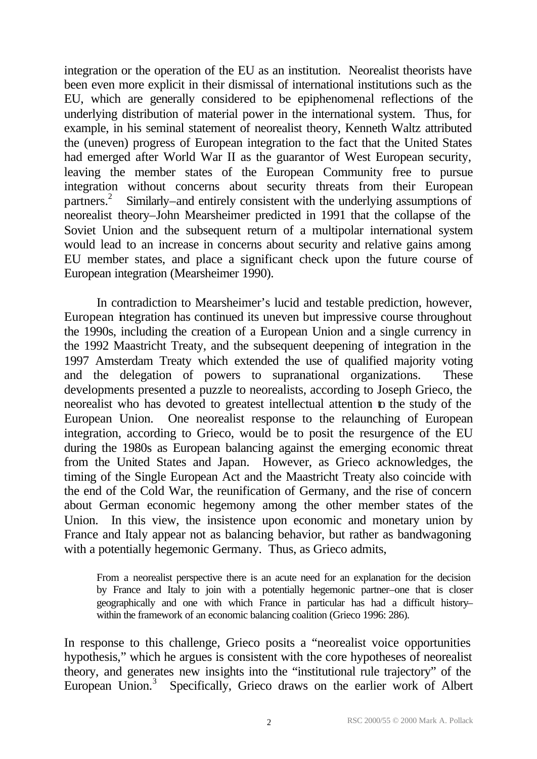integration or the operation of the EU as an institution. Neorealist theorists have been even more explicit in their dismissal of international institutions such as the EU, which are generally considered to be epiphenomenal reflections of the underlying distribution of material power in the international system. Thus, for example, in his seminal statement of neorealist theory, Kenneth Waltz attributed the (uneven) progress of European integration to the fact that the United States had emerged after World War II as the guarantor of West European security, leaving the member states of the European Community free to pursue integration without concerns about security threats from their European partners.[2] Similarly–and entirely consistent with the underlying assumptions of neorealist theory–John Mearsheimer predicted in 1991 that the collapse of the Soviet Union and the subsequent return of a multipolar international system would lead to an increase in concerns about security and relative gains among EU member states, and place a significant check upon the future course of European integration (Mearsheimer 1990).

In contradiction to Mearsheimer's lucid and testable prediction, however, European integration has continued its uneven but impressive course throughout the 1990s, including the creation of a European Union and a single currency in the 1992 Maastricht Treaty, and the subsequent deepening of integration in the 1997 Amsterdam Treaty which extended the use of qualified majority voting and the delegation of powers to supranational organizations. These developments presented a puzzle to neorealists, according to Joseph Grieco, the neorealist who has devoted to greatest intellectual attention to the study of the European Union. One neorealist response to the relaunching of European integration, according to Grieco, would be to posit the resurgence of the EU during the 1980s as European balancing against the emerging economic threat from the United States and Japan. However, as Grieco acknowledges, the timing of the Single European Act and the Maastricht Treaty also coincide with the end of the Cold War, the reunification of Germany, and the rise of concern about German economic hegemony among the other member states of the Union. In this view, the insistence upon economic and monetary union by France and Italy appear not as balancing behavior, but rather as bandwagoning with a potentially hegemonic Germany. Thus, as Grieco admits,

> From a neorealist perspective there is an acute need for an explanation for the decision by France and Italy to join with a potentially hegemonic partner–one that is closer geographically and one with which France in particular has had a difficult history–within the framework of an economic balancing coalition (Grieco 1996: 286).

In response to this challenge, Grieco posits a "neorealist voice opportunities hypothesis," which he argues is consistent with the core hypotheses of neorealist theory, and generates new insights into the "institutional rule trajectory" of the European Union.[3] Specifically, Grieco draws on the earlier work of Albert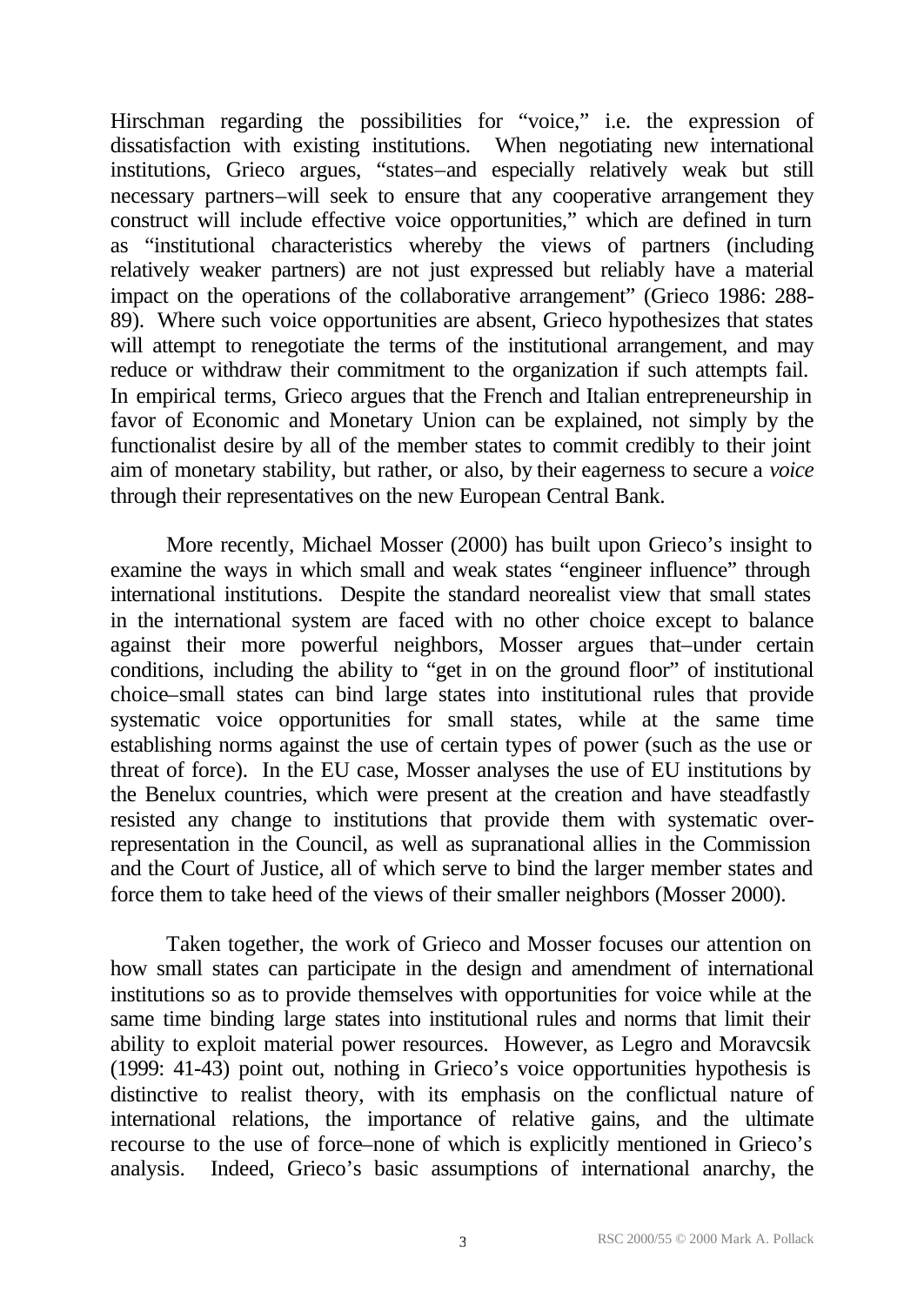Hirschman regarding the possibilities for "voice," i.e. the expression of dissatisfaction with existing institutions. When negotiating new international institutions, Grieco argues, "states–and especially relatively weak but still necessary partners–will seek to ensure that any cooperative arrangement they construct will include effective voice opportunities," which are defined in turn as "institutional characteristics whereby the views of partners (including relatively weaker partners) are not just expressed but reliably have a material impact on the operations of the collaborative arrangement" (Grieco 1986: 288-89). Where such voice opportunities are absent, Grieco hypothesizes that states will attempt to renegotiate the terms of the institutional arrangement, and may reduce or withdraw their commitment to the organization if such attempts fail. In empirical terms, Grieco argues that the French and Italian entrepreneurship in favor of Economic and Monetary Union can be explained, not simply by the functionalist desire by all of the member states to commit credibly to their joint aim of monetary stability, but rather, or also, by their eagerness to secure a *voice* through their representatives on the new European Central Bank.

More recently, Michael Mosser (2000) has built upon Grieco's insight to examine the ways in which small and weak states "engineer influence" through international institutions. Despite the standard neorealist view that small states in the international system are faced with no other choice except to balance against their more powerful neighbors, Mosser argues that–under certain conditions, including the ability to "get in on the ground floor" of institutional choice–small states can bind large states into institutional rules that provide systematic voice opportunities for small states, while at the same time establishing norms against the use of certain types of power (such as the use or threat of force). In the EU case, Mosser analyses the use of EU institutions by the Benelux countries, which were present at the creation and have steadfastly resisted any change to institutions that provide them with systematic over-representation in the Council, as well as supranational allies in the Commission and the Court of Justice, all of which serve to bind the larger member states and force them to take heed of the views of their smaller neighbors (Mosser 2000).

Taken together, the work of Grieco and Mosser focuses our attention on how small states can participate in the design and amendment of international institutions so as to provide themselves with opportunities for voice while at the same time binding large states into institutional rules and norms that limit their ability to exploit material power resources. However, as Legro and Moravcsik (1999: 41-43) point out, nothing in Grieco's voice opportunities hypothesis is distinctive to realist theory, with its emphasis on the conflictual nature of international relations, the importance of relative gains, and the ultimate recourse to the use of force–none of which is explicitly mentioned in Grieco's analysis. Indeed, Grieco's basic assumptions of international anarchy, the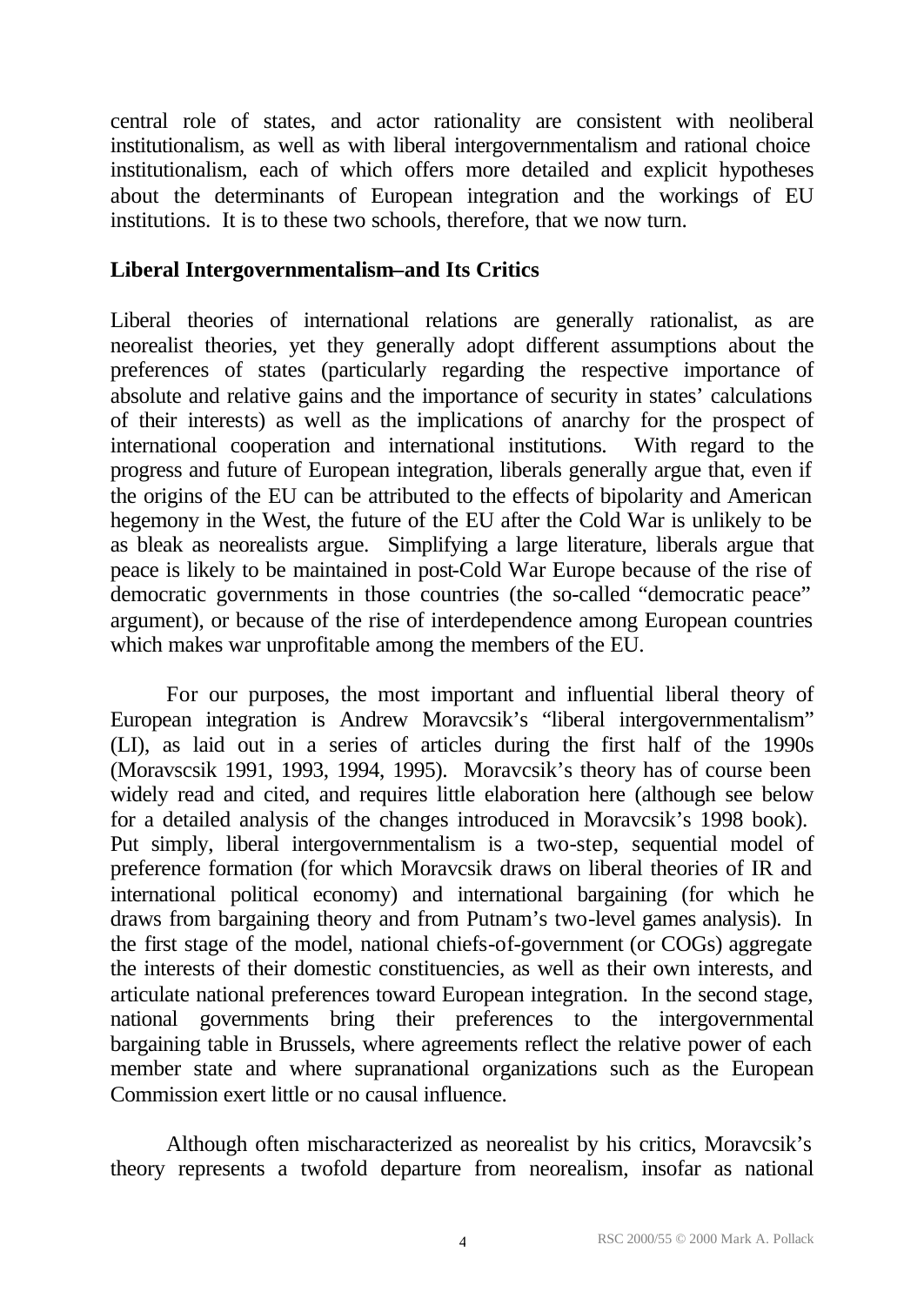central role of states, and actor rationality are consistent with neoliberal institutionalism, as well as with liberal intergovernmentalism and rational choice institutionalism, each of which offers more detailed and explicit hypotheses about the determinants of European integration and the workings of EU institutions. It is to these two schools, therefore, that we now turn.

## Liberal Intergovernmentalism–and Its Critics

Liberal theories of international relations are generally rationalist, as are neorealist theories, yet they generally adopt different assumptions about the preferences of states (particularly regarding the respective importance of absolute and relative gains and the importance of security in states' calculations of their interests) as well as the implications of anarchy for the prospect of international cooperation and international institutions. With regard to the progress and future of European integration, liberals generally argue that, even if the origins of the EU can be attributed to the effects of bipolarity and American hegemony in the West, the future of the EU after the Cold War is unlikely to be as bleak as neorealists argue. Simplifying a large literature, liberals argue that peace is likely to be maintained in post-Cold War Europe because of the rise of democratic governments in those countries (the so-called "democratic peace" argument), or because of the rise of interdependence among European countries which makes war unprofitable among the members of the EU.

For our purposes, the most important and influential liberal theory of European integration is Andrew Moravcsik's "liberal intergovernmentalism" (LI), as laid out in a series of articles during the first half of the 1990s (Moravscsik 1991, 1993, 1994, 1995). Moravcsik's theory has of course been widely read and cited, and requires little elaboration here (although see below for a detailed analysis of the changes introduced in Moravcsik's 1998 book). Put simply, liberal intergovernmentalism is a two-step, sequential model of preference formation (for which Moravcsik draws on liberal theories of IR and international political economy) and international bargaining (for which he draws from bargaining theory and from Putnam's two-level games analysis). In the first stage of the model, national chiefs-of-government (or COGs) aggregate the interests of their domestic constituencies, as well as their own interests, and articulate national preferences toward European integration. In the second stage, national governments bring their preferences to the intergovernmental bargaining table in Brussels, where agreements reflect the relative power of each member state and where supranational organizations such as the European Commission exert little or no causal influence.

Although often mischaracterized as neorealist by his critics, Moravcsik's theory represents a twofold departure from neorealism, insofar as national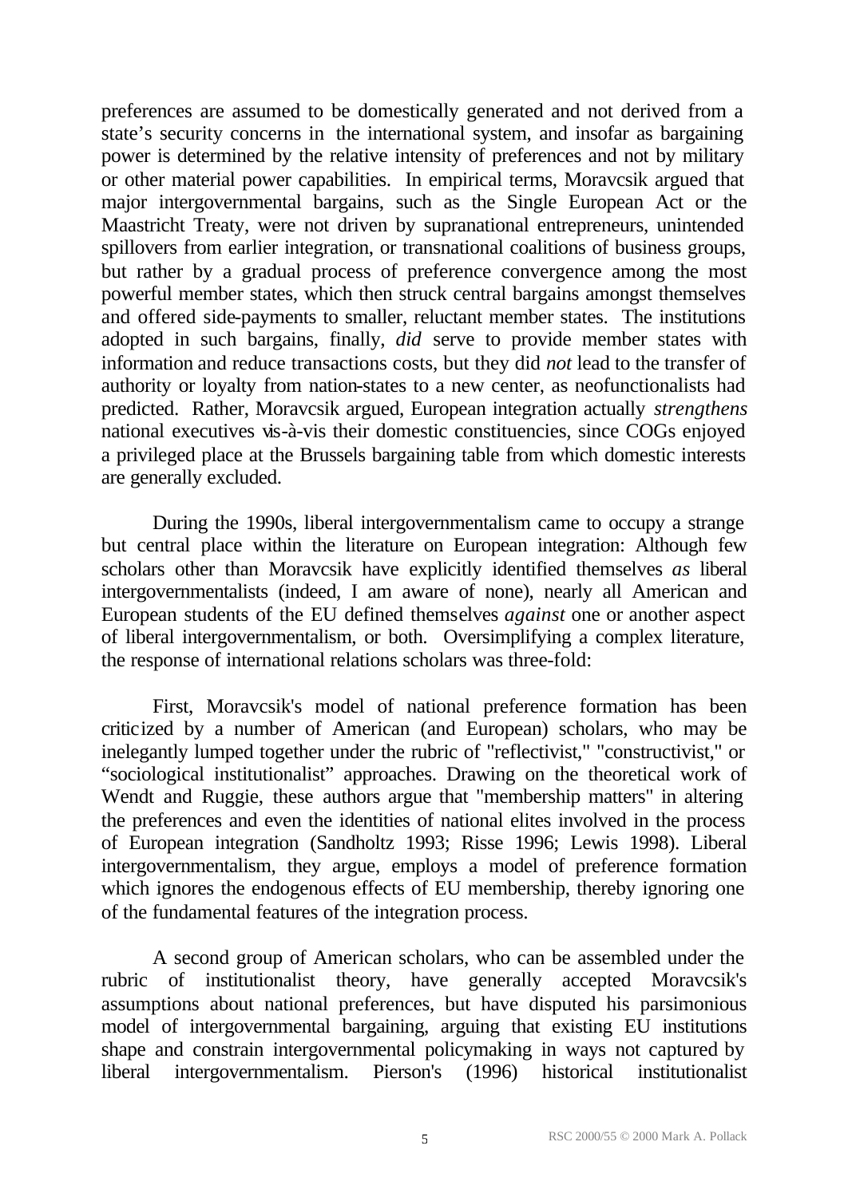preferences are assumed to be domestically generated and not derived from a state's security concerns in the international system, and insofar as bargaining power is determined by the relative intensity of preferences and not by military or other material power capabilities. In empirical terms, Moravcsik argued that major intergovernmental bargains, such as the Single European Act or the Maastricht Treaty, were not driven by supranational entrepreneurs, unintended spillovers from earlier integration, or transnational coalitions of business groups, but rather by a gradual process of preference convergence among the most powerful member states, which then struck central bargains amongst themselves and offered side-payments to smaller, reluctant member states. The institutions adopted in such bargains, finally, *did* serve to provide member states with information and reduce transactions costs, but they did *not* lead to the transfer of authority or loyalty from nation-states to a new center, as neofunctionalists had predicted. Rather, Moravcsik argued, European integration actually *strengthens* national executives vis-à-vis their domestic constituencies, since COGs enjoyed a privileged place at the Brussels bargaining table from which domestic interests are generally excluded.

During the 1990s, liberal intergovernmentalism came to occupy a strange but central place within the literature on European integration: Although few scholars other than Moravcsik have explicitly identified themselves *as* liberal intergovernmentalists (indeed, I am aware of none), nearly all American and European students of the EU defined themselves *against* one or another aspect of liberal intergovernmentalism, or both. Oversimplifying a complex literature, the response of international relations scholars was three-fold:

First, Moravcsik's model of national preference formation has been criticized by a number of American (and European) scholars, who may be inelegantly lumped together under the rubric of "reflectivist," "constructivist," or "sociological institutionalist" approaches. Drawing on the theoretical work of Wendt and Ruggie, these authors argue that "membership matters" in altering the preferences and even the identities of national elites involved in the process of European integration (Sandholtz 1993; Risse 1996; Lewis 1998). Liberal intergovernmentalism, they argue, employs a model of preference formation which ignores the endogenous effects of EU membership, thereby ignoring one of the fundamental features of the integration process.

A second group of American scholars, who can be assembled under the rubric of institutionalist theory, have generally accepted Moravcsik's assumptions about national preferences, but have disputed his parsimonious model of intergovernmental bargaining, arguing that existing EU institutions shape and constrain intergovernmental policymaking in ways not captured by liberal intergovernmentalism. Pierson's (1996) historical institutionalist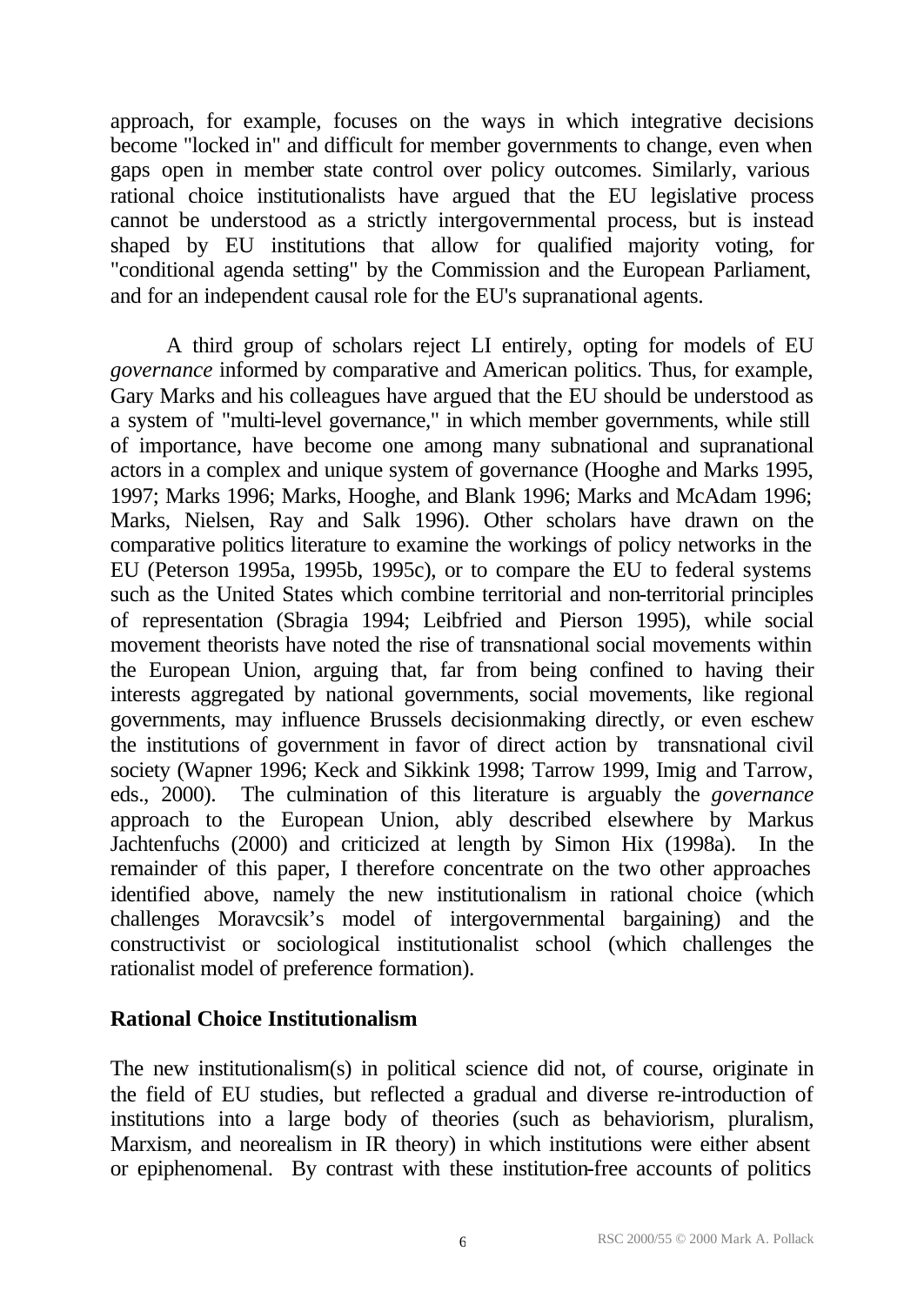approach, for example, focuses on the ways in which integrative decisions become "locked in" and difficult for member governments to change, even when gaps open in member state control over policy outcomes. Similarly, various rational choice institutionalists have argued that the EU legislative process cannot be understood as a strictly intergovernmental process, but is instead shaped by EU institutions that allow for qualified majority voting, for "conditional agenda setting" by the Commission and the European Parliament, and for an independent causal role for the EU's supranational agents.

A third group of scholars reject LI entirely, opting for models of EU *governance* informed by comparative and American politics. Thus, for example, Gary Marks and his colleagues have argued that the EU should be understood as a system of "multi-level governance," in which member governments, while still of importance, have become one among many subnational and supranational actors in a complex and unique system of governance (Hooghe and Marks 1995, 1997; Marks 1996; Marks, Hooghe, and Blank 1996; Marks and McAdam 1996; Marks, Nielsen, Ray and Salk 1996). Other scholars have drawn on the comparative politics literature to examine the workings of policy networks in the EU (Peterson 1995a, 1995b, 1995c), or to compare the EU to federal systems such as the United States which combine territorial and non-territorial principles of representation (Sbragia 1994; Leibfried and Pierson 1995), while social movement theorists have noted the rise of transnational social movements within the European Union, arguing that, far from being confined to having their interests aggregated by national governments, social movements, like regional governments, may influence Brussels decisionmaking directly, or even eschew the institutions of government in favor of direct action by transnational civil society (Wapner 1996; Keck and Sikkink 1998; Tarrow 1999, Imig and Tarrow, eds., 2000). The culmination of this literature is arguably the *governance* approach to the European Union, ably described elsewhere by Markus Jachtenfuchs (2000) and criticized at length by Simon Hix (1998a). In the remainder of this paper, I therefore concentrate on the two other approaches identified above, namely the new institutionalism in rational choice (which challenges Moravcsik's model of intergovernmental bargaining) and the constructivist or sociological institutionalist school (which challenges the rationalist model of preference formation).

## Rational Choice Institutionalism

The new institutionalism(s) in political science did not, of course, originate in the field of EU studies, but reflected a gradual and diverse re-introduction of institutions into a large body of theories (such as behaviorism, pluralism, Marxism, and neorealism in IR theory) in which institutions were either absent or epiphenomenal. By contrast with these institution-free accounts of politics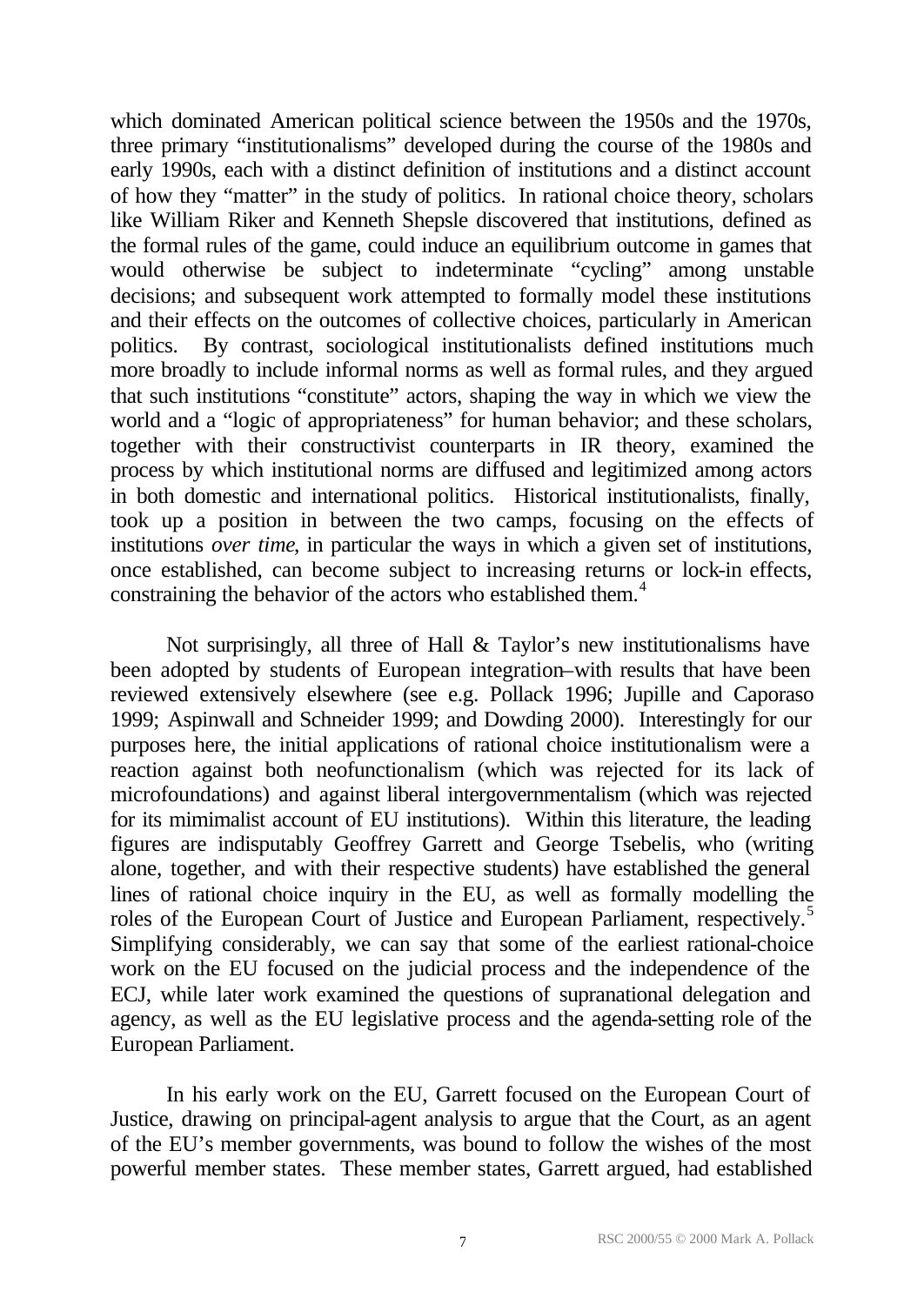which dominated American political science between the 1950s and the 1970s, three primary "institutionalisms" developed during the course of the 1980s and early 1990s, each with a distinct definition of institutions and a distinct account of how they "matter" in the study of politics. In rational choice theory, scholars like William Riker and Kenneth Shepsle discovered that institutions, defined as the formal rules of the game, could induce an equilibrium outcome in games that would otherwise be subject to indeterminate "cycling" among unstable decisions; and subsequent work attempted to formally model these institutions and their effects on the outcomes of collective choices, particularly in American politics. By contrast, sociological institutionalists defined institutions much more broadly to include informal norms as well as formal rules, and they argued that such institutions "constitute" actors, shaping the way in which we view the world and a "logic of appropriateness" for human behavior; and these scholars, together with their constructivist counterparts in IR theory, examined the process by which institutional norms are diffused and legitimized among actors in both domestic and international politics. Historical institutionalists, finally, took up a position in between the two camps, focusing on the effects of institutions *over time*, in particular the ways in which a given set of institutions, once established, can become subject to increasing returns or lock-in effects, constraining the behavior of the actors who established them.[4]

Not surprisingly, all three of Hall & Taylor's new institutionalisms have been adopted by students of European integration–with results that have been reviewed extensively elsewhere (see e.g. Pollack 1996; Jupille and Caporaso 1999; Aspinwall and Schneider 1999; and Dowding 2000). Interestingly for our purposes here, the initial applications of rational choice institutionalism were a reaction against both neofunctionalism (which was rejected for its lack of microfoundations) and against liberal intergovernmentalism (which was rejected for its mimimalist account of EU institutions). Within this literature, the leading figures are indisputably Geoffrey Garrett and George Tsebelis, who (writing alone, together, and with their respective students) have established the general lines of rational choice inquiry in the EU, as well as formally modelling the roles of the European Court of Justice and European Parliament, respectively.[5] Simplifying considerably, we can say that some of the earliest rational-choice work on the EU focused on the judicial process and the independence of the ECJ, while later work examined the questions of supranational delegation and agency, as well as the EU legislative process and the agenda-setting role of the European Parliament.

In his early work on the EU, Garrett focused on the European Court of Justice, drawing on principal-agent analysis to argue that the Court, as an agent of the EU's member governments, was bound to follow the wishes of the most powerful member states. These member states, Garrett argued, had established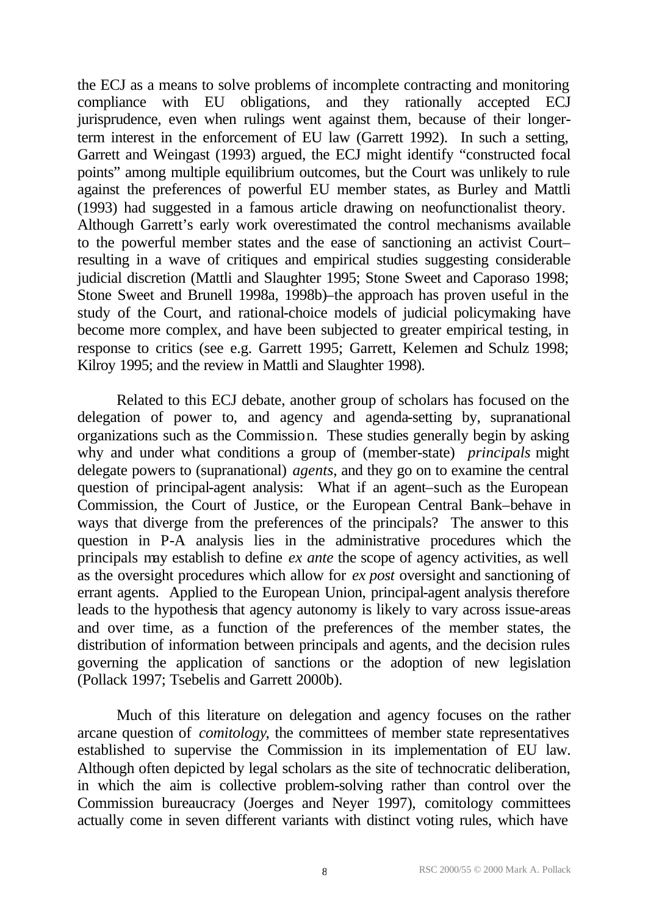the ECJ as a means to solve problems of incomplete contracting and monitoring compliance with EU obligations, and they rationally accepted ECJ jurisprudence, even when rulings went against them, because of their longer-term interest in the enforcement of EU law (Garrett 1992). In such a setting, Garrett and Weingast (1993) argued, the ECJ might identify "constructed focal points" among multiple equilibrium outcomes, but the Court was unlikely to rule against the preferences of powerful EU member states, as Burley and Mattli (1993) had suggested in a famous article drawing on neofunctionalist theory. Although Garrett's early work overestimated the control mechanisms available to the powerful member states and the ease of sanctioning an activist Court–resulting in a wave of critiques and empirical studies suggesting considerable judicial discretion (Mattli and Slaughter 1995; Stone Sweet and Caporaso 1998; Stone Sweet and Brunell 1998a, 1998b)–the approach has proven useful in the study of the Court, and rational-choice models of judicial policymaking have become more complex, and have been subjected to greater empirical testing, in response to critics (see e.g. Garrett 1995; Garrett, Kelemen and Schulz 1998; Kilroy 1995; and the review in Mattli and Slaughter 1998).

Related to this ECJ debate, another group of scholars has focused on the delegation of power to, and agency and agenda-setting by, supranational organizations such as the Commission. These studies generally begin by asking why and under what conditions a group of (member-state) *principals* might delegate powers to (supranational) *agents*, and they go on to examine the central question of principal-agent analysis: What if an agent–such as the European Commission, the Court of Justice, or the European Central Bank–behave in ways that diverge from the preferences of the principals? The answer to this question in P-A analysis lies in the administrative procedures which the principals may establish to define *ex ante* the scope of agency activities, as well as the oversight procedures which allow for *ex post* oversight and sanctioning of errant agents. Applied to the European Union, principal-agent analysis therefore leads to the hypothesis that agency autonomy is likely to vary across issue-areas and over time, as a function of the preferences of the member states, the distribution of information between principals and agents, and the decision rules governing the application of sanctions or the adoption of new legislation (Pollack 1997; Tsebelis and Garrett 2000b).

Much of this literature on delegation and agency focuses on the rather arcane question of *comitology*, the committees of member state representatives established to supervise the Commission in its implementation of EU law. Although often depicted by legal scholars as the site of technocratic deliberation, in which the aim is collective problem-solving rather than control over the Commission bureaucracy (Joerges and Neyer 1997), comitology committees actually come in seven different variants with distinct voting rules, which have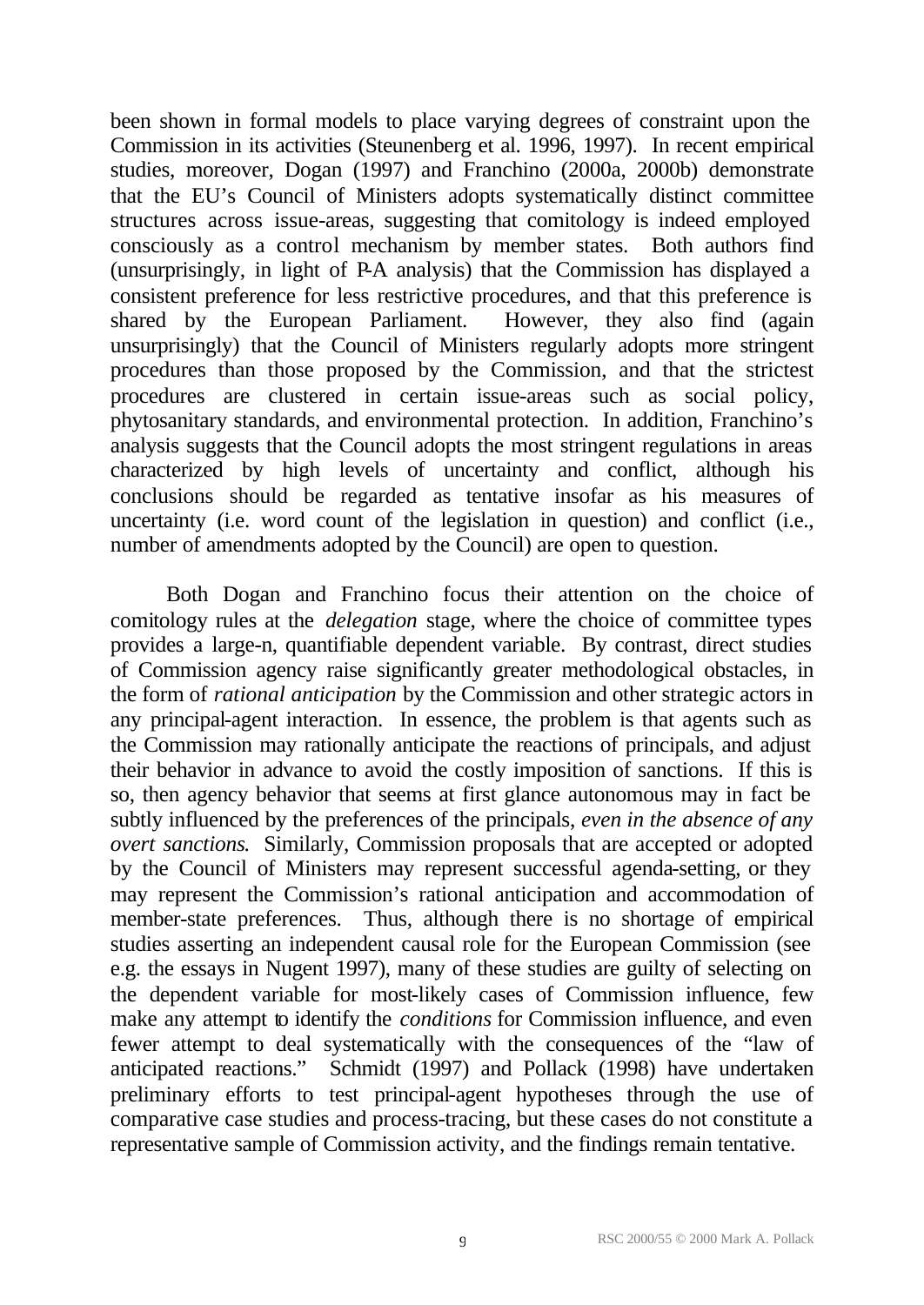been shown in formal models to place varying degrees of constraint upon the Commission in its activities (Steunenberg et al. 1996, 1997). In recent empirical studies, moreover, Dogan (1997) and Franchino (2000a, 2000b) demonstrate that the EU's Council of Ministers adopts systematically distinct committee structures across issue-areas, suggesting that comitology is indeed employed consciously as a control mechanism by member states. Both authors find (unsurprisingly, in light of P-A analysis) that the Commission has displayed a consistent preference for less restrictive procedures, and that this preference is shared by the European Parliament. However, they also find (again unsurprisingly) that the Council of Ministers regularly adopts more stringent procedures than those proposed by the Commission, and that the strictest procedures are clustered in certain issue-areas such as social policy, phytosanitary standards, and environmental protection. In addition, Franchino's analysis suggests that the Council adopts the most stringent regulations in areas characterized by high levels of uncertainty and conflict, although his conclusions should be regarded as tentative insofar as his measures of uncertainty (i.e. word count of the legislation in question) and conflict (i.e., number of amendments adopted by the Council) are open to question.

Both Dogan and Franchino focus their attention on the choice of comitology rules at the *delegation* stage, where the choice of committee types provides a large-n, quantifiable dependent variable. By contrast, direct studies of Commission agency raise significantly greater methodological obstacles, in the form of *rational anticipation* by the Commission and other strategic actors in any principal-agent interaction. In essence, the problem is that agents such as the Commission may rationally anticipate the reactions of principals, and adjust their behavior in advance to avoid the costly imposition of sanctions. If this is so, then agency behavior that seems at first glance autonomous may in fact be subtly influenced by the preferences of the principals, *even in the absence of any overt sanctions*. Similarly, Commission proposals that are accepted or adopted by the Council of Ministers may represent successful agenda-setting, or they may represent the Commission's rational anticipation and accommodation of member-state preferences. Thus, although there is no shortage of empirical studies asserting an independent causal role for the European Commission (see e.g. the essays in Nugent 1997), many of these studies are guilty of selecting on the dependent variable for most-likely cases of Commission influence, few make any attempt to identify the *conditions* for Commission influence, and even fewer attempt to deal systematically with the consequences of the "law of anticipated reactions." Schmidt (1997) and Pollack (1998) have undertaken preliminary efforts to test principal-agent hypotheses through the use of comparative case studies and process-tracing, but these cases do not constitute a representative sample of Commission activity, and the findings remain tentative.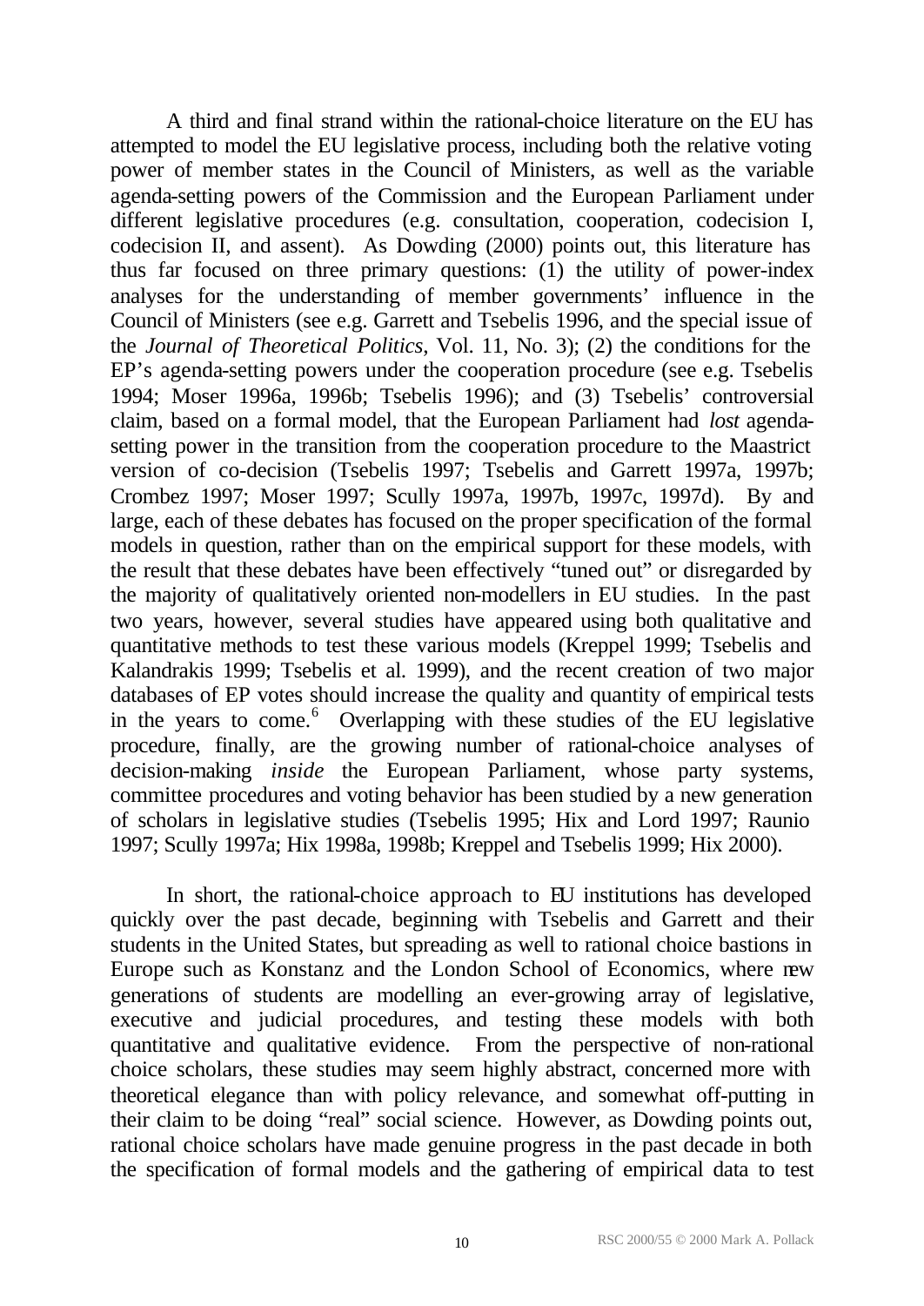A third and final strand within the rational-choice literature on the EU has attempted to model the EU legislative process, including both the relative voting power of member states in the Council of Ministers, as well as the variable agenda-setting powers of the Commission and the European Parliament under different legislative procedures (e.g. consultation, cooperation, codecision I, codecision II, and assent). As Dowding (2000) points out, this literature has thus far focused on three primary questions: (1) the utility of power-index analyses for the understanding of member governments' influence in the Council of Ministers (see e.g. Garrett and Tsebelis 1996, and the special issue of the *Journal of Theoretical Politics*, Vol. 11, No. 3); (2) the conditions for the EP's agenda-setting powers under the cooperation procedure (see e.g. Tsebelis 1994; Moser 1996a, 1996b; Tsebelis 1996); and (3) Tsebelis' controversial claim, based on a formal model, that the European Parliament had *lost* agenda-setting power in the transition from the cooperation procedure to the Maastrict version of co-decision (Tsebelis 1997; Tsebelis and Garrett 1997a, 1997b; Crombez 1997; Moser 1997; Scully 1997a, 1997b, 1997c, 1997d). By and large, each of these debates has focused on the proper specification of the formal models in question, rather than on the empirical support for these models, with the result that these debates have been effectively "tuned out" or disregarded by the majority of qualitatively oriented non-modellers in EU studies. In the past two years, however, several studies have appeared using both qualitative and quantitative methods to test these various models (Kreppel 1999; Tsebelis and Kalandrakis 1999; Tsebelis et al. 1999), and the recent creation of two major databases of EP votes should increase the quality and quantity of empirical tests in the years to come.[6] Overlapping with these studies of the EU legislative procedure, finally, are the growing number of rational-choice analyses of decision-making *inside* the European Parliament, whose party systems, committee procedures and voting behavior has been studied by a new generation of scholars in legislative studies (Tsebelis 1995; Hix and Lord 1997; Raunio 1997; Scully 1997a; Hix 1998a, 1998b; Kreppel and Tsebelis 1999; Hix 2000).

In short, the rational-choice approach to EU institutions has developed quickly over the past decade, beginning with Tsebelis and Garrett and their students in the United States, but spreading as well to rational choice bastions in Europe such as Konstanz and the London School of Economics, where new generations of students are modelling an ever-growing array of legislative, executive and judicial procedures, and testing these models with both quantitative and qualitative evidence. From the perspective of non-rational choice scholars, these studies may seem highly abstract, concerned more with theoretical elegance than with policy relevance, and somewhat off-putting in their claim to be doing "real" social science. However, as Dowding points out, rational choice scholars have made genuine progress in the past decade in both the specification of formal models and the gathering of empirical data to test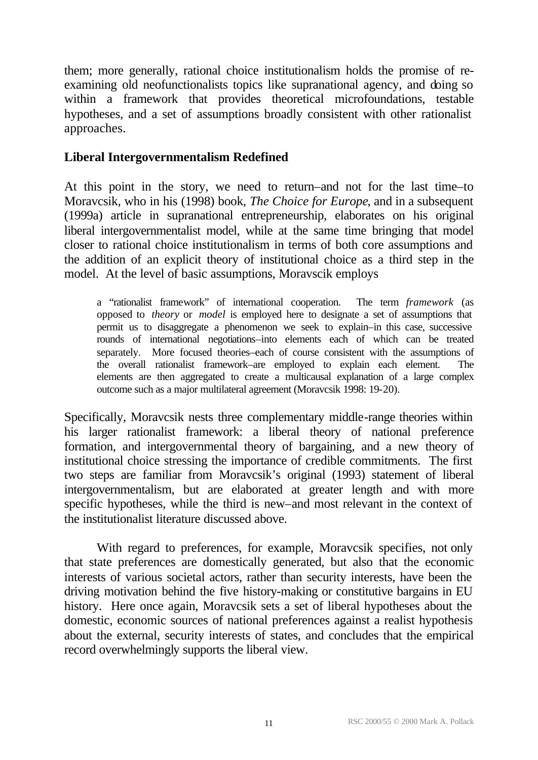them; more generally, rational choice institutionalism holds the promise of re-examining old neofunctionalists topics like supranational agency, and doing so within a framework that provides theoretical microfoundations, testable hypotheses, and a set of assumptions broadly consistent with other rationalist approaches.

### Liberal Intergovernmentalism Redefined

At this point in the story, we need to return–and not for the last time–to Moravcsik, who in his (1998) book, *The Choice for Europe*, and in a subsequent (1999a) article in supranational entrepreneurship, elaborates on his original liberal intergovernmentalist model, while at the same time bringing that model closer to rational choice institutionalism in terms of both core assumptions and the addition of an explicit theory of institutional choice as a third step in the model. At the level of basic assumptions, Moravscik employs

> a "rationalist framework" of international cooperation. The term *framework* (as opposed to *theory* or *model* is employed here to designate a set of assumptions that permit us to disaggregate a phenomenon we seek to explain–in this case, successive rounds of international negotiations–into elements each of which can be treated separately. More focused theories–each of course consistent with the assumptions of the overall rationalist framework–are employed to explain each element. The elements are then aggregated to create a multicausal explanation of a large complex outcome such as a major multilateral agreement (Moravcsik 1998: 19-20).

Specifically, Moravcsik nests three complementary middle-range theories within his larger rationalist framework: a liberal theory of national preference formation, and intergovernmental theory of bargaining, and a new theory of institutional choice stressing the importance of credible commitments. The first two steps are familiar from Moravcsik's original (1993) statement of liberal intergovernmentalism, but are elaborated at greater length and with more specific hypotheses, while the third is new–and most relevant in the context of the institutionalist literature discussed above.

With regard to preferences, for example, Moravcsik specifies, not only that state preferences are domestically generated, but also that the economic interests of various societal actors, rather than security interests, have been the driving motivation behind the five history-making or constitutive bargains in EU history. Here once again, Moravcsik sets a set of liberal hypotheses about the domestic, economic sources of national preferences against a realist hypothesis about the external, security interests of states, and concludes that the empirical record overwhelmingly supports the liberal view.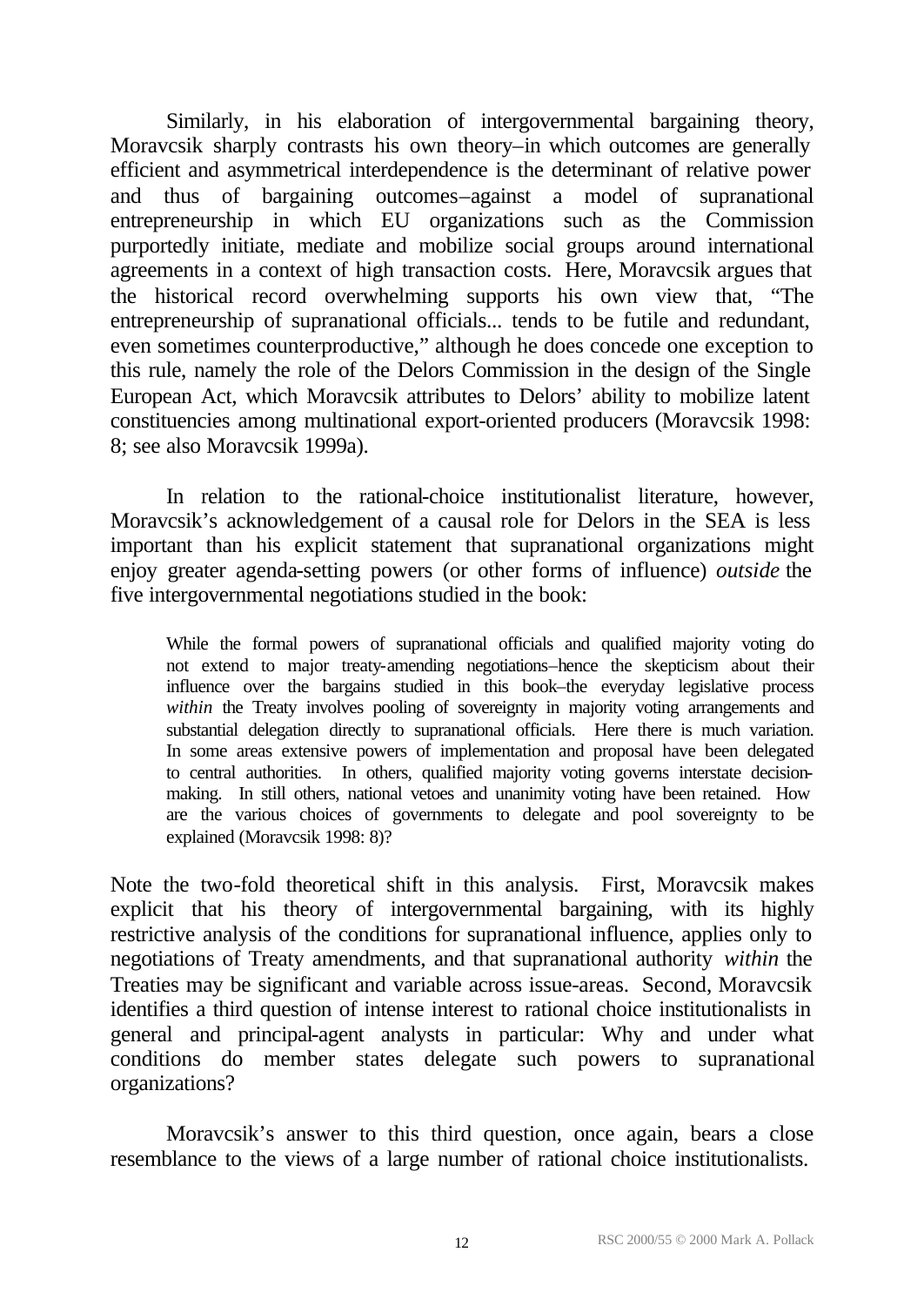Similarly, in his elaboration of intergovernmental bargaining theory, Moravcsik sharply contrasts his own theory–in which outcomes are generally efficient and asymmetrical interdependence is the determinant of relative power and thus of bargaining outcomes–against a model of supranational entrepreneurship in which EU organizations such as the Commission purportedly initiate, mediate and mobilize social groups around international agreements in a context of high transaction costs. Here, Moravcsik argues that the historical record overwhelming supports his own view that, "The entrepreneurship of supranational officials... tends to be futile and redundant, even sometimes counterproductive," although he does concede one exception to this rule, namely the role of the Delors Commission in the design of the Single European Act, which Moravcsik attributes to Delors' ability to mobilize latent constituencies among multinational export-oriented producers (Moravcsik 1998: 8; see also Moravcsik 1999a).

In relation to the rational-choice institutionalist literature, however, Moravcsik's acknowledgement of a causal role for Delors in the SEA is less important than his explicit statement that supranational organizations might enjoy greater agenda-setting powers (or other forms of influence) *outside* the five intergovernmental negotiations studied in the book:

> While the formal powers of supranational officials and qualified majority voting do not extend to major treaty-amending negotiations–hence the skepticism about their influence over the bargains studied in this book–the everyday legislative process *within* the Treaty involves pooling of sovereignty in majority voting arrangements and substantial delegation directly to supranational officials. Here there is much variation. In some areas extensive powers of implementation and proposal have been delegated to central authorities. In others, qualified majority voting governs interstate decision-making. In still others, national vetoes and unanimity voting have been retained. How are the various choices of governments to delegate and pool sovereignty to be explained (Moravcsik 1998: 8)?

Note the two-fold theoretical shift in this analysis. First, Moravcsik makes explicit that his theory of intergovernmental bargaining, with its highly restrictive analysis of the conditions for supranational influence, applies only to negotiations of Treaty amendments, and that supranational authority *within* the Treaties may be significant and variable across issue-areas. Second, Moravcsik identifies a third question of intense interest to rational choice institutionalists in general and principal-agent analysts in particular: Why and under what conditions do member states delegate such powers to supranational organizations?

Moravcsik's answer to this third question, once again, bears a close resemblance to the views of a large number of rational choice institutionalists.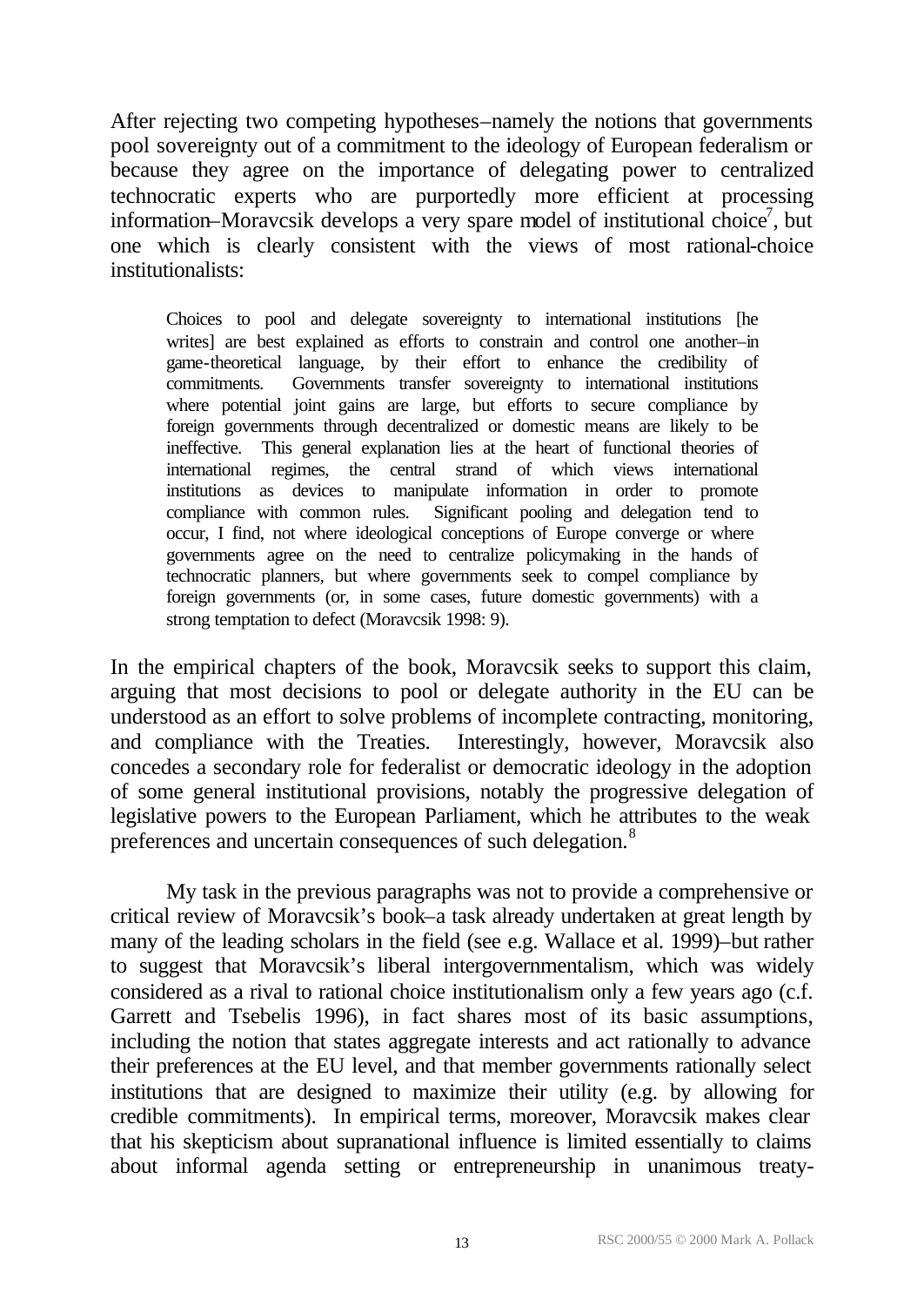After rejecting two competing hypotheses–namely the notions that governments pool sovereignty out of a commitment to the ideology of European federalism or because they agree on the importance of delegating power to centralized technocratic experts who are purportedly more efficient at processing information–Moravcsik develops a very spare model of institutional choice[7], but one which is clearly consistent with the views of most rational-choice institutionalists:

> Choices to pool and delegate sovereignty to international institutions [he writes] are best explained as efforts to constrain and control one another–in game-theoretical language, by their effort to enhance the credibility of commitments. Governments transfer sovereignty to international institutions where potential joint gains are large, but efforts to secure compliance by foreign governments through decentralized or domestic means are likely to be ineffective. This general explanation lies at the heart of functional theories of international regimes, the central strand of which views international institutions as devices to manipulate information in order to promote compliance with common rules. Significant pooling and delegation tend to occur, I find, not where ideological conceptions of Europe converge or where governments agree on the need to centralize policymaking in the hands of technocratic planners, but where governments seek to compel compliance by foreign governments (or, in some cases, future domestic governments) with a strong temptation to defect (Moravcsik 1998: 9).

In the empirical chapters of the book, Moravcsik seeks to support this claim, arguing that most decisions to pool or delegate authority in the EU can be understood as an effort to solve problems of incomplete contracting, monitoring, and compliance with the Treaties. Interestingly, however, Moravcsik also concedes a secondary role for federalist or democratic ideology in the adoption of some general institutional provisions, notably the progressive delegation of legislative powers to the European Parliament, which he attributes to the weak preferences and uncertain consequences of such delegation.[8]

My task in the previous paragraphs was not to provide a comprehensive or critical review of Moravcsik's book–a task already undertaken at great length by many of the leading scholars in the field (see e.g. Wallace et al. 1999)–but rather to suggest that Moravcsik's liberal intergovernmentalism, which was widely considered as a rival to rational choice institutionalism only a few years ago (c.f. Garrett and Tsebelis 1996), in fact shares most of its basic assumptions, including the notion that states aggregate interests and act rationally to advance their preferences at the EU level, and that member governments rationally select institutions that are designed to maximize their utility (e.g. by allowing for credible commitments). In empirical terms, moreover, Moravcsik makes clear that his skepticism about supranational influence is limited essentially to claims about informal agenda setting or entrepreneurship in unanimous treaty-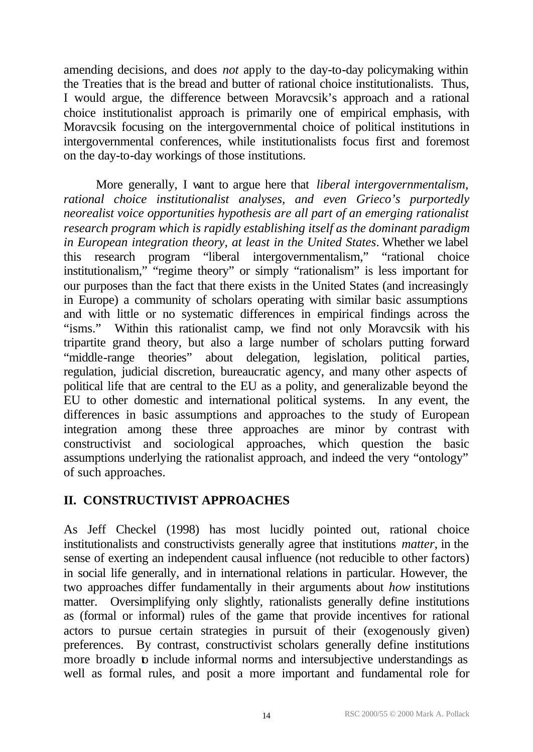amending decisions, and does *not* apply to the day-to-day policymaking within the Treaties that is the bread and butter of rational choice institutionalists. Thus, I would argue, the difference between Moravcsik's approach and a rational choice institutionalist approach is primarily one of empirical emphasis, with Moravcsik focusing on the intergovernmental choice of political institutions in intergovernmental conferences, while institutionalists focus first and foremost on the day-to-day workings of those institutions.

More generally, I want to argue here that *liberal intergovernmentalism, rational choice institutionalist analyses, and even Grieco's purportedly neorealist voice opportunities hypothesis are all part of an emerging rationalist research program which is rapidly establishing itself as the dominant paradigm in European integration theory, at least in the United States*. Whether we label this research program "liberal intergovernmentalism," "rational choice institutionalism," "regime theory" or simply "rationalism" is less important for our purposes than the fact that there exists in the United States (and increasingly in Europe) a community of scholars operating with similar basic assumptions and with little or no systematic differences in empirical findings across the "isms." Within this rationalist camp, we find not only Moravcsik with his tripartite grand theory, but also a large number of scholars putting forward "middle-range theories" about delegation, legislation, political parties, regulation, judicial discretion, bureaucratic agency, and many other aspects of political life that are central to the EU as a polity, and generalizable beyond the EU to other domestic and international political systems. In any event, the differences in basic assumptions and approaches to the study of European integration among these three approaches are minor by contrast with constructivist and sociological approaches, which question the basic assumptions underlying the rationalist approach, and indeed the very "ontology" of such approaches.

## II. CONSTRUCTIVIST APPROACHES

As Jeff Checkel (1998) has most lucidly pointed out, rational choice institutionalists and constructivists generally agree that institutions *matter*, in the sense of exerting an independent causal influence (not reducible to other factors) in social life generally, and in international relations in particular. However, the two approaches differ fundamentally in their arguments about *how* institutions matter. Oversimplifying only slightly, rationalists generally define institutions as (formal or informal) rules of the game that provide incentives for rational actors to pursue certain strategies in pursuit of their (exogenously given) preferences. By contrast, constructivist scholars generally define institutions more broadly to include informal norms and intersubjective understandings as well as formal rules, and posit a more important and fundamental role for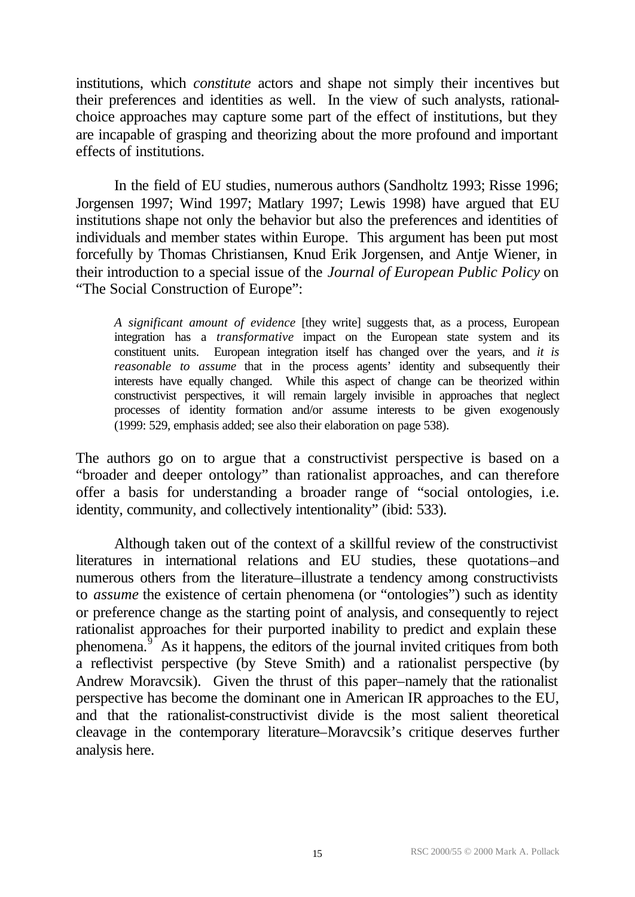institutions, which *constitute* actors and shape not simply their incentives but their preferences and identities as well. In the view of such analysts, rational-choice approaches may capture some part of the effect of institutions, but they are incapable of grasping and theorizing about the more profound and important effects of institutions.

In the field of EU studies, numerous authors (Sandholtz 1993; Risse 1996; Jorgensen 1997; Wind 1997; Matlary 1997; Lewis 1998) have argued that EU institutions shape not only the behavior but also the preferences and identities of individuals and member states within Europe. This argument has been put most forcefully by Thomas Christiansen, Knud Erik Jorgensen, and Antje Wiener, in their introduction to a special issue of the *Journal of European Public Policy* on "The Social Construction of Europe":

> *A significant amount of evidence* [they write] suggests that, as a process, European integration has a *transformative* impact on the European state system and its constituent units. European integration itself has changed over the years, and *it is reasonable to assume* that in the process agents' identity and subsequently their interests have equally changed. While this aspect of change can be theorized within constructivist perspectives, it will remain largely invisible in approaches that neglect processes of identity formation and/or assume interests to be given exogenously (1999: 529, emphasis added; see also their elaboration on page 538).

The authors go on to argue that a constructivist perspective is based on a "broader and deeper ontology" than rationalist approaches, and can therefore offer a basis for understanding a broader range of "social ontologies, i.e. identity, community, and collectively intentionality" (ibid: 533).

Although taken out of the context of a skillful review of the constructivist literatures in international relations and EU studies, these quotations–and numerous others from the literature–illustrate a tendency among constructivists to *assume* the existence of certain phenomena (or "ontologies") such as identity or preference change as the starting point of analysis, and consequently to reject rationalist approaches for their purported inability to predict and explain these phenomena.[9] As it happens, the editors of the journal invited critiques from both a reflectivist perspective (by Steve Smith) and a rationalist perspective (by Andrew Moravcsik). Given the thrust of this paper–namely that the rationalist perspective has become the dominant one in American IR approaches to the EU, and that the rationalist-constructivist divide is the most salient theoretical cleavage in the contemporary literature–Moravcsik's critique deserves further analysis here.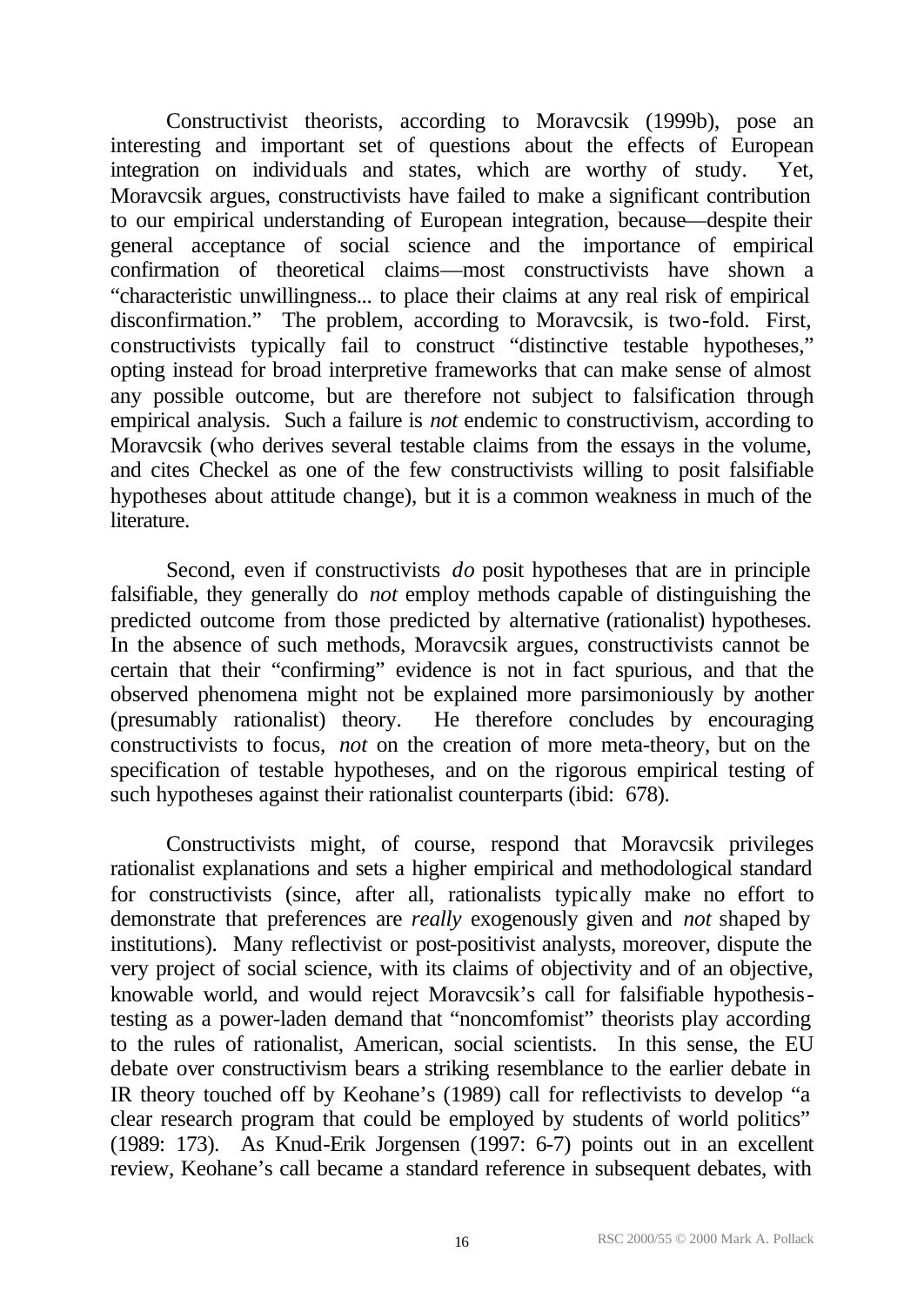Constructivist theorists, according to Moravcsik (1999b), pose an interesting and important set of questions about the effects of European integration on individuals and states, which are worthy of study. Yet, Moravcsik argues, constructivists have failed to make a significant contribution to our empirical understanding of European integration, because—despite their general acceptance of social science and the importance of empirical confirmation of theoretical claims—most constructivists have shown a "characteristic unwillingness... to place their claims at any real risk of empirical disconfirmation." The problem, according to Moravcsik, is two-fold. First, constructivists typically fail to construct "distinctive testable hypotheses," opting instead for broad interpretive frameworks that can make sense of almost any possible outcome, but are therefore not subject to falsification through empirical analysis. Such a failure is *not* endemic to constructivism, according to Moravcsik (who derives several testable claims from the essays in the volume, and cites Checkel as one of the few constructivists willing to posit falsifiable hypotheses about attitude change), but it is a common weakness in much of the literature.

Second, even if constructivists *do* posit hypotheses that are in principle falsifiable, they generally do *not* employ methods capable of distinguishing the predicted outcome from those predicted by alternative (rationalist) hypotheses. In the absence of such methods, Moravcsik argues, constructivists cannot be certain that their "confirming" evidence is not in fact spurious, and that the observed phenomena might not be explained more parsimoniously by another (presumably rationalist) theory. He therefore concludes by encouraging constructivists to focus, *not* on the creation of more meta-theory, but on the specification of testable hypotheses, and on the rigorous empirical testing of such hypotheses against their rationalist counterparts (ibid: 678).

Constructivists might, of course, respond that Moravcsik privileges rationalist explanations and sets a higher empirical and methodological standard for constructivists (since, after all, rationalists typically make no effort to demonstrate that preferences are *really* exogenously given and *not* shaped by institutions). Many reflectivist or post-positivist analysts, moreover, dispute the very project of social science, with its claims of objectivity and of an objective, knowable world, and would reject Moravcsik's call for falsifiable hypothesis-testing as a power-laden demand that "noncomfomist" theorists play according to the rules of rationalist, American, social scientists. In this sense, the EU debate over constructivism bears a striking resemblance to the earlier debate in IR theory touched off by Keohane's (1989) call for reflectivists to develop "a clear research program that could be employed by students of world politics" (1989: 173). As Knud-Erik Jorgensen (1997: 6-7) points out in an excellent review, Keohane's call became a standard reference in subsequent debates, with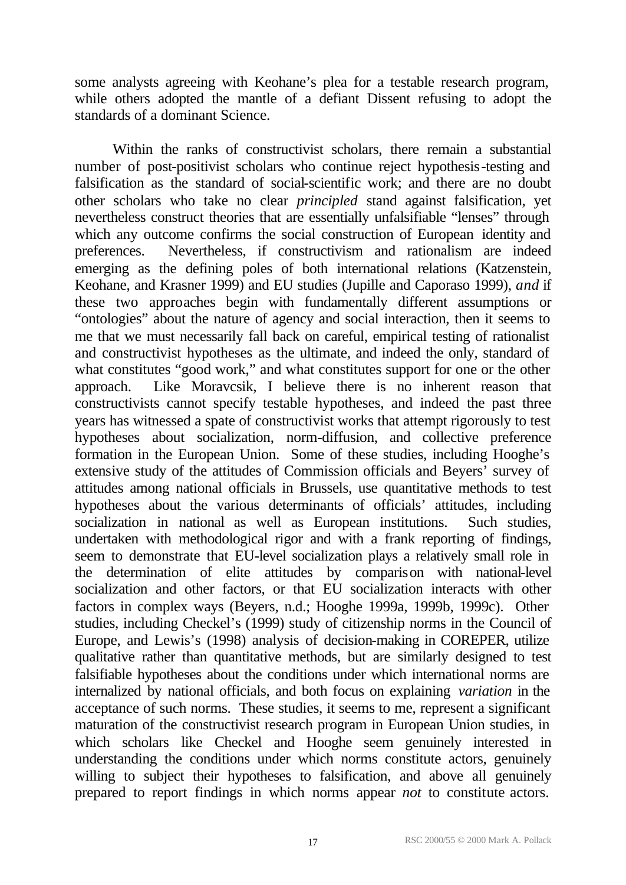some analysts agreeing with Keohane's plea for a testable research program, while others adopted the mantle of a defiant Dissent refusing to adopt the standards of a dominant Science.

Within the ranks of constructivist scholars, there remain a substantial number of post-positivist scholars who continue reject hypothesis-testing and falsification as the standard of social-scientific work; and there are no doubt other scholars who take no clear *principled* stand against falsification, yet nevertheless construct theories that are essentially unfalsifiable "lenses" through which any outcome confirms the social construction of European identity and preferences. Nevertheless, if constructivism and rationalism are indeed emerging as the defining poles of both international relations (Katzenstein, Keohane, and Krasner 1999) and EU studies (Jupille and Caporaso 1999), *and* if these two approaches begin with fundamentally different assumptions or "ontologies" about the nature of agency and social interaction, then it seems to me that we must necessarily fall back on careful, empirical testing of rationalist and constructivist hypotheses as the ultimate, and indeed the only, standard of what constitutes "good work," and what constitutes support for one or the other approach. Like Moravcsik, I believe there is no inherent reason that constructivists cannot specify testable hypotheses, and indeed the past three years has witnessed a spate of constructivist works that attempt rigorously to test hypotheses about socialization, norm-diffusion, and collective preference formation in the European Union. Some of these studies, including Hooghe's extensive study of the attitudes of Commission officials and Beyers' survey of attitudes among national officials in Brussels, use quantitative methods to test hypotheses about the various determinants of officials' attitudes, including socialization in national as well as European institutions. Such studies, undertaken with methodological rigor and with a frank reporting of findings, seem to demonstrate that EU-level socialization plays a relatively small role in the determination of elite attitudes by comparison with national-level socialization and other factors, or that EU socialization interacts with other factors in complex ways (Beyers, n.d.; Hooghe 1999a, 1999b, 1999c). Other studies, including Checkel's (1999) study of citizenship norms in the Council of Europe, and Lewis's (1998) analysis of decision-making in COREPER, utilize qualitative rather than quantitative methods, but are similarly designed to test falsifiable hypotheses about the conditions under which international norms are internalized by national officials, and both focus on explaining *variation* in the acceptance of such norms. These studies, it seems to me, represent a significant maturation of the constructivist research program in European Union studies, in which scholars like Checkel and Hooghe seem genuinely interested in understanding the conditions under which norms constitute actors, genuinely willing to subject their hypotheses to falsification, and above all genuinely prepared to report findings in which norms appear *not* to constitute actors.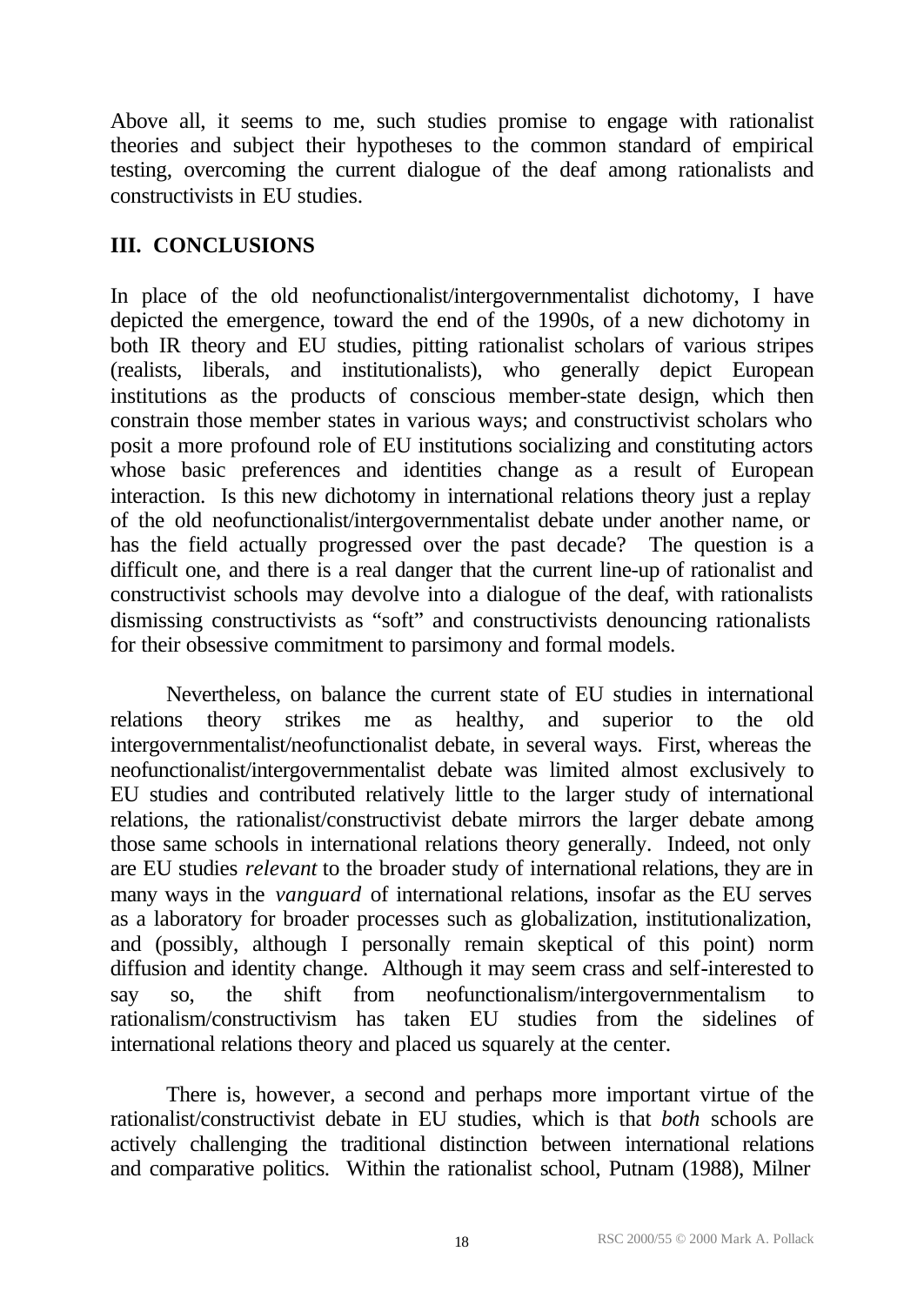Above all, it seems to me, such studies promise to engage with rationalist theories and subject their hypotheses to the common standard of empirical testing, overcoming the current dialogue of the deaf among rationalists and constructivists in EU studies.

## III. CONCLUSIONS

In place of the old neofunctionalist/intergovernmentalist dichotomy, I have depicted the emergence, toward the end of the 1990s, of a new dichotomy in both IR theory and EU studies, pitting rationalist scholars of various stripes (realists, liberals, and institutionalists), who generally depict European institutions as the products of conscious member-state design, which then constrain those member states in various ways; and constructivist scholars who posit a more profound role of EU institutions socializing and constituting actors whose basic preferences and identities change as a result of European interaction. Is this new dichotomy in international relations theory just a replay of the old neofunctionalist/intergovernmentalist debate under another name, or has the field actually progressed over the past decade? The question is a difficult one, and there is a real danger that the current line-up of rationalist and constructivist schools may devolve into a dialogue of the deaf, with rationalists dismissing constructivists as "soft" and constructivists denouncing rationalists for their obsessive commitment to parsimony and formal models.

Nevertheless, on balance the current state of EU studies in international relations theory strikes me as healthy, and superior to the old intergovernmentalist/neofunctionalist debate, in several ways. First, whereas the neofunctionalist/intergovernmentalist debate was limited almost exclusively to EU studies and contributed relatively little to the larger study of international relations, the rationalist/constructivist debate mirrors the larger debate among those same schools in international relations theory generally. Indeed, not only are EU studies *relevant* to the broader study of international relations, they are in many ways in the *vanguard* of international relations, insofar as the EU serves as a laboratory for broader processes such as globalization, institutionalization, and (possibly, although I personally remain skeptical of this point) norm diffusion and identity change. Although it may seem crass and self-interested to say so, the shift from neofunctionalism/intergovernmentalism to rationalism/constructivism has taken EU studies from the sidelines of international relations theory and placed us squarely at the center.

There is, however, a second and perhaps more important virtue of the rationalist/constructivist debate in EU studies, which is that *both* schools are actively challenging the traditional distinction between international relations and comparative politics. Within the rationalist school, Putnam (1988), Milner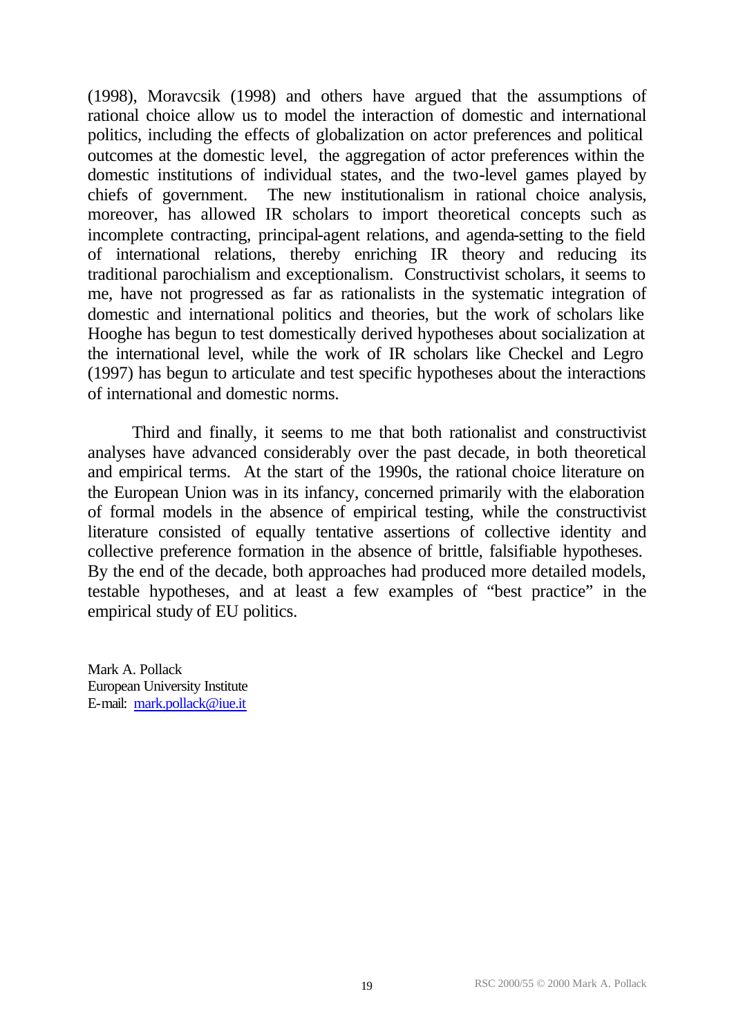(1998), Moravcsik (1998) and others have argued that the assumptions of rational choice allow us to model the interaction of domestic and international politics, including the effects of globalization on actor preferences and political outcomes at the domestic level, the aggregation of actor preferences within the domestic institutions of individual states, and the two-level games played by chiefs of government. The new institutionalism in rational choice analysis, moreover, has allowed IR scholars to import theoretical concepts such as incomplete contracting, principal-agent relations, and agenda-setting to the field of international relations, thereby enriching IR theory and reducing its traditional parochialism and exceptionalism. Constructivist scholars, it seems to me, have not progressed as far as rationalists in the systematic integration of domestic and international politics and theories, but the work of scholars like Hooghe has begun to test domestically derived hypotheses about socialization at the international level, while the work of IR scholars like Checkel and Legro (1997) has begun to articulate and test specific hypotheses about the interactions of international and domestic norms.

Third and finally, it seems to me that both rationalist and constructivist analyses have advanced considerably over the past decade, in both theoretical and empirical terms. At the start of the 1990s, the rational choice literature on the European Union was in its infancy, concerned primarily with the elaboration of formal models in the absence of empirical testing, while the constructivist literature consisted of equally tentative assertions of collective identity and collective preference formation in the absence of brittle, falsifiable hypotheses. By the end of the decade, both approaches had produced more detailed models, testable hypotheses, and at least a few examples of "best practice" in the empirical study of EU politics.

Mark A. Pollack
European University Institute
E-mail: mark.pollack@iue.it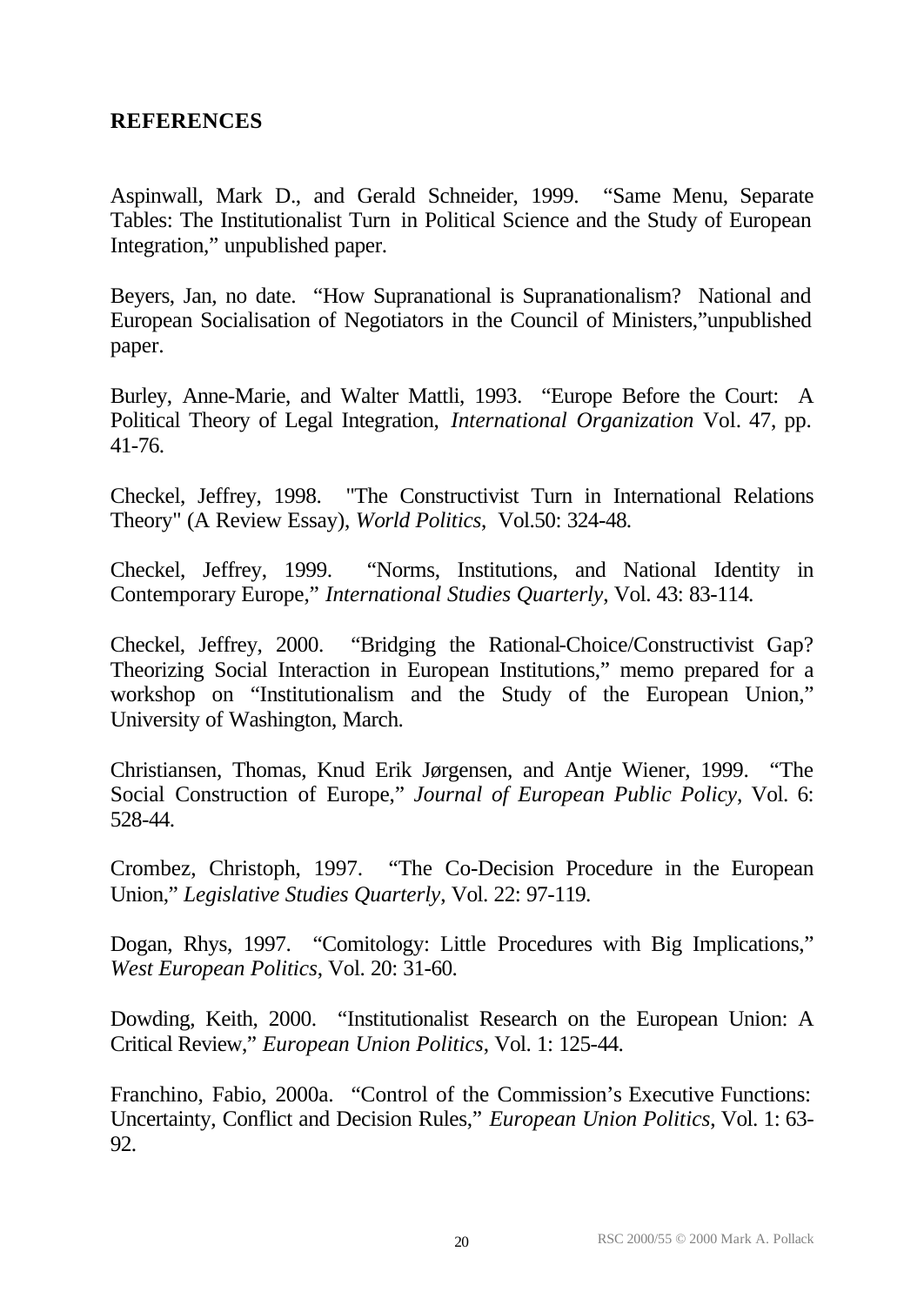## REFERENCES

Aspinwall, Mark D., and Gerald Schneider, 1999. "Same Menu, Separate Tables: The Institutionalist Turn in Political Science and the Study of European Integration," unpublished paper.

Beyers, Jan, no date. "How Supranational is Supranationalism? National and European Socialisation of Negotiators in the Council of Ministers,"unpublished paper.

Burley, Anne-Marie, and Walter Mattli, 1993. "Europe Before the Court: A Political Theory of Legal Integration, *International Organization* Vol. 47, pp. 41-76.

Checkel, Jeffrey, 1998. "The Constructivist Turn in International Relations Theory" (A Review Essay), *World Politics*, Vol.50: 324-48.

Checkel, Jeffrey, 1999. "Norms, Institutions, and National Identity in Contemporary Europe," *International Studies Quarterly*, Vol. 43: 83-114.

Checkel, Jeffrey, 2000. "Bridging the Rational-Choice/Constructivist Gap? Theorizing Social Interaction in European Institutions," memo prepared for a workshop on "Institutionalism and the Study of the European Union," University of Washington, March.

Christiansen, Thomas, Knud Erik Jørgensen, and Antje Wiener, 1999. "The Social Construction of Europe," *Journal of European Public Policy*, Vol. 6: 528-44.

Crombez, Christoph, 1997. "The Co-Decision Procedure in the European Union," *Legislative Studies Quarterly*, Vol. 22: 97-119.

Dogan, Rhys, 1997. "Comitology: Little Procedures with Big Implications," *West European Politics*, Vol. 20: 31-60.

Dowding, Keith, 2000. "Institutionalist Research on the European Union: A Critical Review," *European Union Politics*, Vol. 1: 125-44.

Franchino, Fabio, 2000a. "Control of the Commission's Executive Functions: Uncertainty, Conflict and Decision Rules," *European Union Politics*, Vol. 1: 63-92.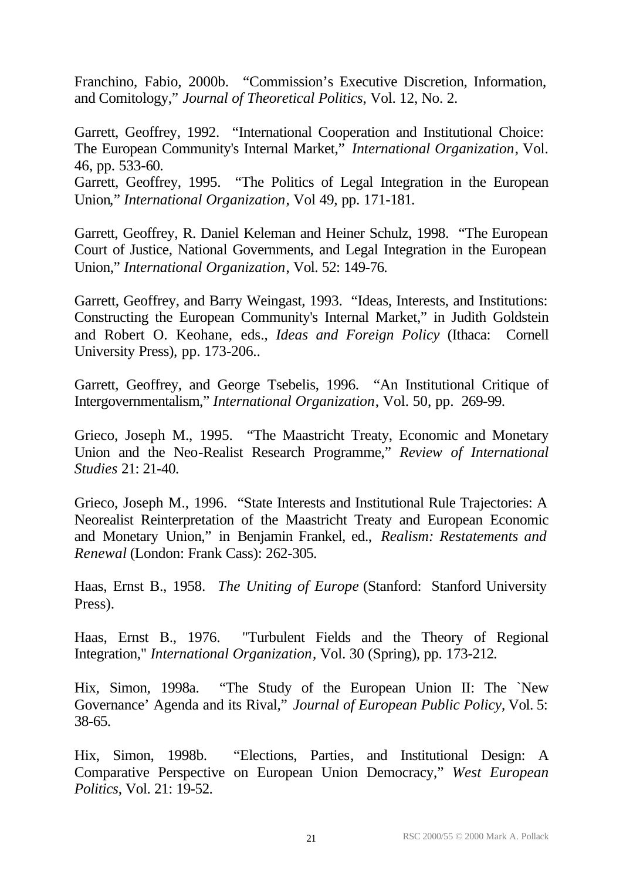Franchino, Fabio, 2000b. "Commission's Executive Discretion, Information, and Comitology," *Journal of Theoretical Politics*, Vol. 12, No. 2.

Garrett, Geoffrey, 1992. "International Cooperation and Institutional Choice: The European Community's Internal Market," *International Organization*, Vol. 46, pp. 533-60.
Garrett, Geoffrey, 1995. "The Politics of Legal Integration in the European Union," *International Organization*, Vol 49, pp. 171-181.

Garrett, Geoffrey, R. Daniel Keleman and Heiner Schulz, 1998. "The European Court of Justice, National Governments, and Legal Integration in the European Union," *International Organization*, Vol. 52: 149-76.

Garrett, Geoffrey, and Barry Weingast, 1993. "Ideas, Interests, and Institutions: Constructing the European Community's Internal Market," in Judith Goldstein and Robert O. Keohane, eds., *Ideas and Foreign Policy* (Ithaca: Cornell University Press), pp. 173-206..

Garrett, Geoffrey, and George Tsebelis, 1996. "An Institutional Critique of Intergovernmentalism," *International Organization*, Vol. 50, pp. 269-99.

Grieco, Joseph M., 1995. "The Maastricht Treaty, Economic and Monetary Union and the Neo-Realist Research Programme," *Review of International Studies* 21: 21-40.

Grieco, Joseph M., 1996. "State Interests and Institutional Rule Trajectories: A Neorealist Reinterpretation of the Maastricht Treaty and European Economic and Monetary Union," in Benjamin Frankel, ed., *Realism: Restatements and Renewal* (London: Frank Cass): 262-305.

Haas, Ernst B., 1958. *The Uniting of Europe* (Stanford: Stanford University Press).

Haas, Ernst B., 1976. "Turbulent Fields and the Theory of Regional Integration," *International Organization*, Vol. 30 (Spring), pp. 173-212.

Hix, Simon, 1998a. "The Study of the European Union II: The `New Governance' Agenda and its Rival," *Journal of European Public Policy*, Vol. 5: 38-65.

Hix, Simon, 1998b. "Elections, Parties, and Institutional Design: A Comparative Perspective on European Union Democracy," *West European Politics*, Vol. 21: 19-52.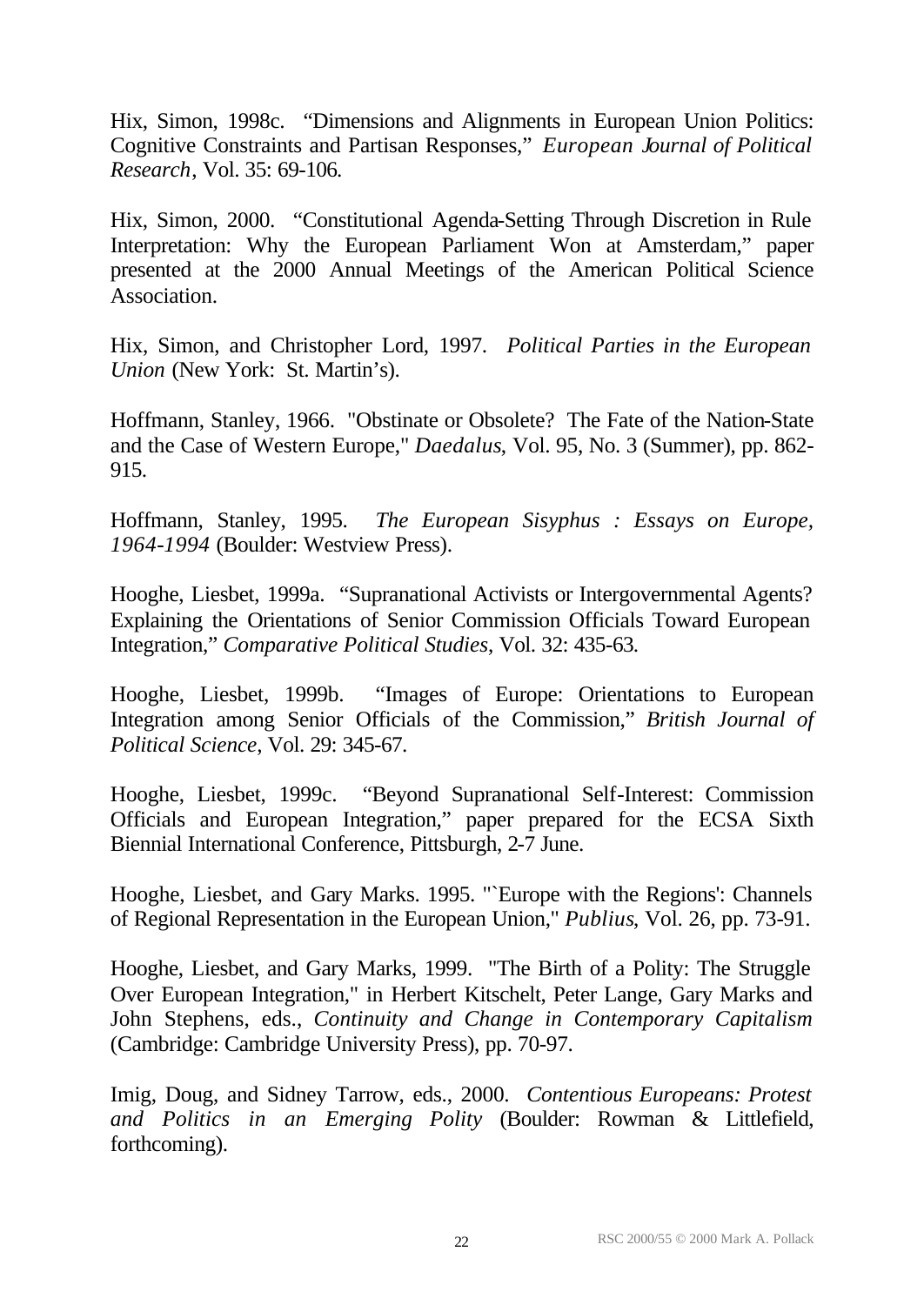Hix, Simon, 1998c. "Dimensions and Alignments in European Union Politics: Cognitive Constraints and Partisan Responses," *European Journal of Political Research*, Vol. 35: 69-106.

Hix, Simon, 2000. "Constitutional Agenda-Setting Through Discretion in Rule Interpretation: Why the European Parliament Won at Amsterdam," paper presented at the 2000 Annual Meetings of the American Political Science Association.

Hix, Simon, and Christopher Lord, 1997. *Political Parties in the European Union* (New York: St. Martin's).

Hoffmann, Stanley, 1966. "Obstinate or Obsolete? The Fate of the Nation-State and the Case of Western Europe," *Daedalus*, Vol. 95, No. 3 (Summer), pp. 862-915.

Hoffmann, Stanley, 1995. *The European Sisyphus : Essays on Europe, 1964-1994* (Boulder: Westview Press).

Hooghe, Liesbet, 1999a. "Supranational Activists or Intergovernmental Agents? Explaining the Orientations of Senior Commission Officials Toward European Integration," *Comparative Political Studies*, Vol. 32: 435-63.

Hooghe, Liesbet, 1999b. "Images of Europe: Orientations to European Integration among Senior Officials of the Commission," *British Journal of Political Science*, Vol. 29: 345-67.

Hooghe, Liesbet, 1999c. "Beyond Supranational Self-Interest: Commission Officials and European Integration," paper prepared for the ECSA Sixth Biennial International Conference, Pittsburgh, 2-7 June.

Hooghe, Liesbet, and Gary Marks. 1995. "`Europe with the Regions': Channels of Regional Representation in the European Union," *Publius*, Vol. 26, pp. 73-91.

Hooghe, Liesbet, and Gary Marks, 1999. "The Birth of a Polity: The Struggle Over European Integration," in Herbert Kitschelt, Peter Lange, Gary Marks and John Stephens, eds., *Continuity and Change in Contemporary Capitalism* (Cambridge: Cambridge University Press), pp. 70-97.

Imig, Doug, and Sidney Tarrow, eds., 2000. *Contentious Europeans: Protest and Politics in an Emerging Polity* (Boulder: Rowman & Littlefield, forthcoming).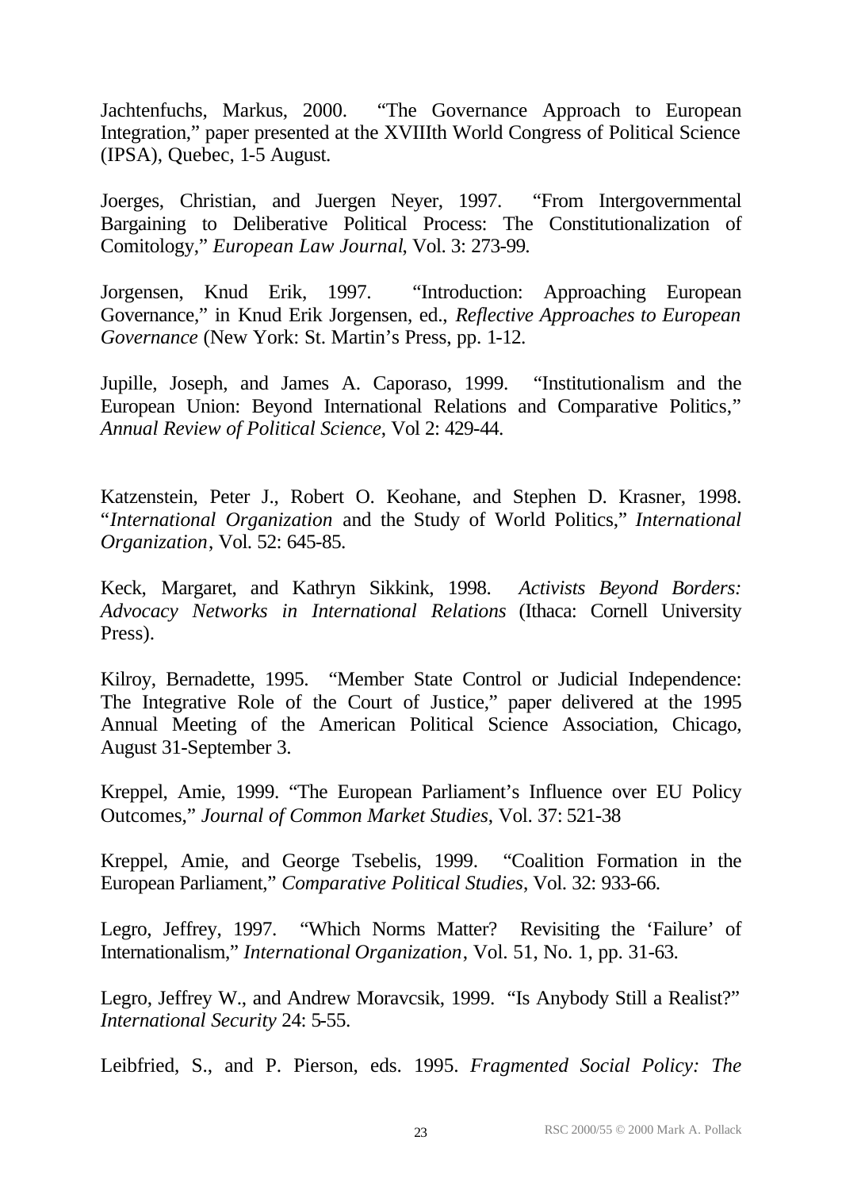Jachtenfuchs, Markus, 2000. "The Governance Approach to European Integration," paper presented at the XVIIIth World Congress of Political Science (IPSA), Quebec, 1-5 August.

Joerges, Christian, and Juergen Neyer, 1997. "From Intergovernmental Bargaining to Deliberative Political Process: The Constitutionalization of Comitology," *European Law Journal*, Vol. 3: 273-99.

Jorgensen, Knud Erik, 1997. "Introduction: Approaching European Governance," in Knud Erik Jorgensen, ed., *Reflective Approaches to European Governance* (New York: St. Martin's Press, pp. 1-12.

Jupille, Joseph, and James A. Caporaso, 1999. "Institutionalism and the European Union: Beyond International Relations and Comparative Politics," *Annual Review of Political Science*, Vol 2: 429-44.

Katzenstein, Peter J., Robert O. Keohane, and Stephen D. Krasner, 1998. "*International Organization* and the Study of World Politics," *International Organization*, Vol. 52: 645-85.

Keck, Margaret, and Kathryn Sikkink, 1998. *Activists Beyond Borders: Advocacy Networks in International Relations* (Ithaca: Cornell University Press).

Kilroy, Bernadette, 1995. "Member State Control or Judicial Independence: The Integrative Role of the Court of Justice," paper delivered at the 1995 Annual Meeting of the American Political Science Association, Chicago, August 31-September 3.

Kreppel, Amie, 1999. "The European Parliament's Influence over EU Policy Outcomes," *Journal of Common Market Studies*, Vol. 37: 521-38

Kreppel, Amie, and George Tsebelis, 1999. "Coalition Formation in the European Parliament," *Comparative Political Studies*, Vol. 32: 933-66.

Legro, Jeffrey, 1997. "Which Norms Matter? Revisiting the 'Failure' of Internationalism," *International Organization*, Vol. 51, No. 1, pp. 31-63.

Legro, Jeffrey W., and Andrew Moravcsik, 1999. "Is Anybody Still a Realist?" *International Security* 24: 5-55.

Leibfried, S., and P. Pierson, eds. 1995. *Fragmented Social Policy: The*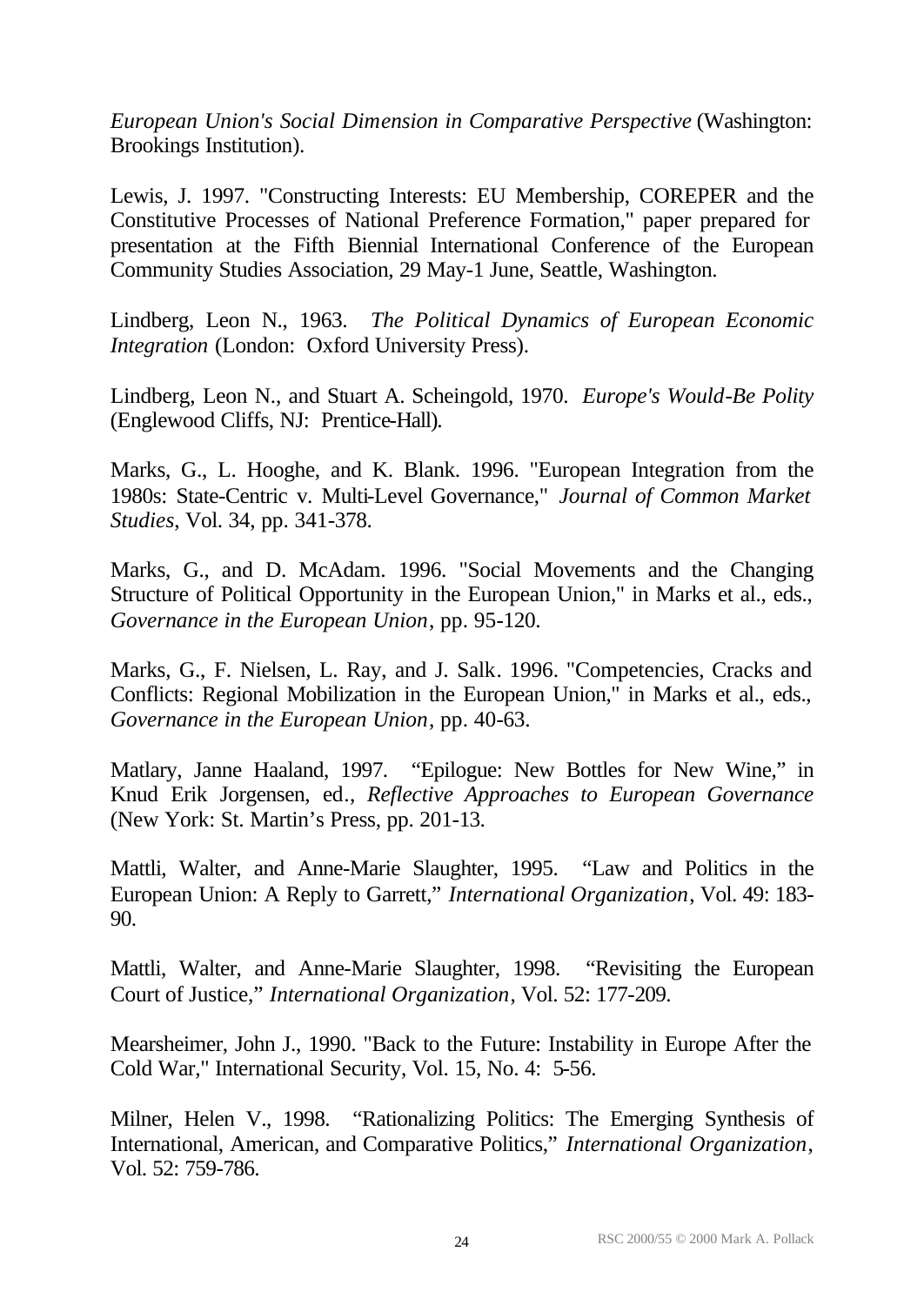*European Union's Social Dimension in Comparative Perspective* (Washington: Brookings Institution).

Lewis, J. 1997. "Constructing Interests: EU Membership, COREPER and the Constitutive Processes of National Preference Formation," paper prepared for presentation at the Fifth Biennial International Conference of the European Community Studies Association, 29 May-1 June, Seattle, Washington.

Lindberg, Leon N., 1963. *The Political Dynamics of European Economic Integration* (London: Oxford University Press).

Lindberg, Leon N., and Stuart A. Scheingold, 1970. *Europe's Would-Be Polity* (Englewood Cliffs, NJ: Prentice-Hall).

Marks, G., L. Hooghe, and K. Blank. 1996. "European Integration from the 1980s: State-Centric v. Multi-Level Governance," *Journal of Common Market Studies*, Vol. 34, pp. 341-378.

Marks, G., and D. McAdam. 1996. "Social Movements and the Changing Structure of Political Opportunity in the European Union," in Marks et al., eds., *Governance in the European Union*, pp. 95-120.

Marks, G., F. Nielsen, L. Ray, and J. Salk. 1996. "Competencies, Cracks and Conflicts: Regional Mobilization in the European Union," in Marks et al., eds., *Governance in the European Union*, pp. 40-63.

Matlary, Janne Haaland, 1997. "Epilogue: New Bottles for New Wine," in Knud Erik Jorgensen, ed., *Reflective Approaches to European Governance* (New York: St. Martin's Press, pp. 201-13.

Mattli, Walter, and Anne-Marie Slaughter, 1995. "Law and Politics in the European Union: A Reply to Garrett," *International Organization*, Vol. 49: 183-90.

Mattli, Walter, and Anne-Marie Slaughter, 1998. "Revisiting the European Court of Justice," *International Organization*, Vol. 52: 177-209.

Mearsheimer, John J., 1990. "Back to the Future: Instability in Europe After the Cold War," International Security, Vol. 15, No. 4: 5-56.

Milner, Helen V., 1998. "Rationalizing Politics: The Emerging Synthesis of International, American, and Comparative Politics," *International Organization*, Vol. 52: 759-786.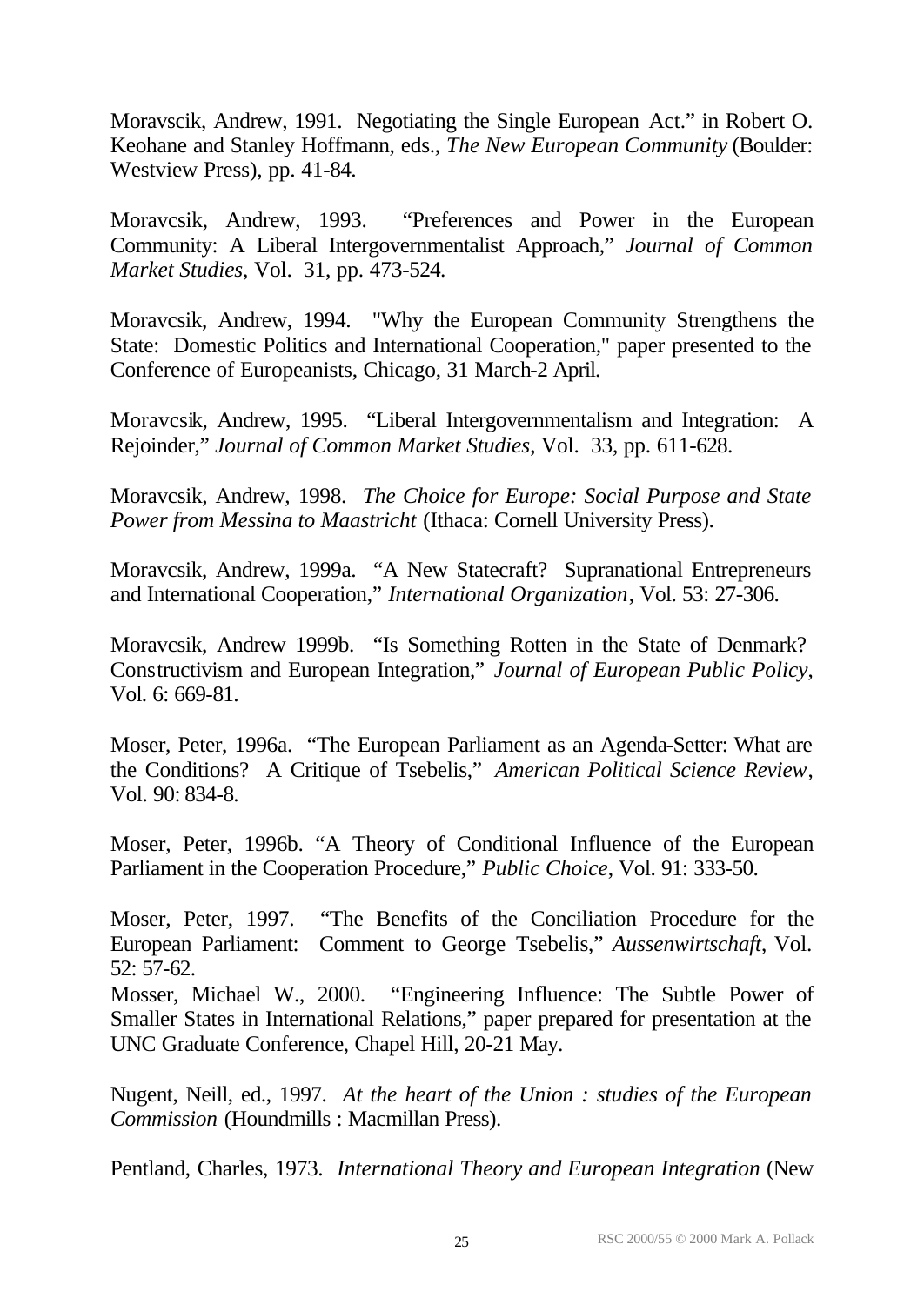Moravscik, Andrew, 1991. Negotiating the Single European Act." in Robert O. Keohane and Stanley Hoffmann, eds., *The New European Community* (Boulder: Westview Press), pp. 41-84.

Moravcsik, Andrew, 1993. "Preferences and Power in the European Community: A Liberal Intergovernmentalist Approach," *Journal of Common Market Studies*, Vol. 31, pp. 473-524.

Moravcsik, Andrew, 1994. "Why the European Community Strengthens the State: Domestic Politics and International Cooperation," paper presented to the Conference of Europeanists, Chicago, 31 March-2 April.

Moravcsik, Andrew, 1995. "Liberal Intergovernmentalism and Integration: A Rejoinder," *Journal of Common Market Studies*, Vol. 33, pp. 611-628.

Moravcsik, Andrew, 1998. *The Choice for Europe: Social Purpose and State Power from Messina to Maastricht* (Ithaca: Cornell University Press).

Moravcsik, Andrew, 1999a. "A New Statecraft? Supranational Entrepreneurs and International Cooperation," *International Organization*, Vol. 53: 27-306.

Moravcsik, Andrew 1999b. "Is Something Rotten in the State of Denmark? Constructivism and European Integration," *Journal of European Public Policy*, Vol. 6: 669-81.

Moser, Peter, 1996a. "The European Parliament as an Agenda-Setter: What are the Conditions? A Critique of Tsebelis," *American Political Science Review*, Vol. 90: 834-8.

Moser, Peter, 1996b. "A Theory of Conditional Influence of the European Parliament in the Cooperation Procedure," *Public Choice*, Vol. 91: 333-50.

Moser, Peter, 1997. "The Benefits of the Conciliation Procedure for the European Parliament: Comment to George Tsebelis," *Aussenwirtschaft*, Vol. 52: 57-62.

Mosser, Michael W., 2000. "Engineering Influence: The Subtle Power of Smaller States in International Relations," paper prepared for presentation at the UNC Graduate Conference, Chapel Hill, 20-21 May.

Nugent, Neill, ed., 1997. *At the heart of the Union : studies of the European Commission* (Houndmills : Macmillan Press).

Pentland, Charles, 1973. *International Theory and European Integration* (New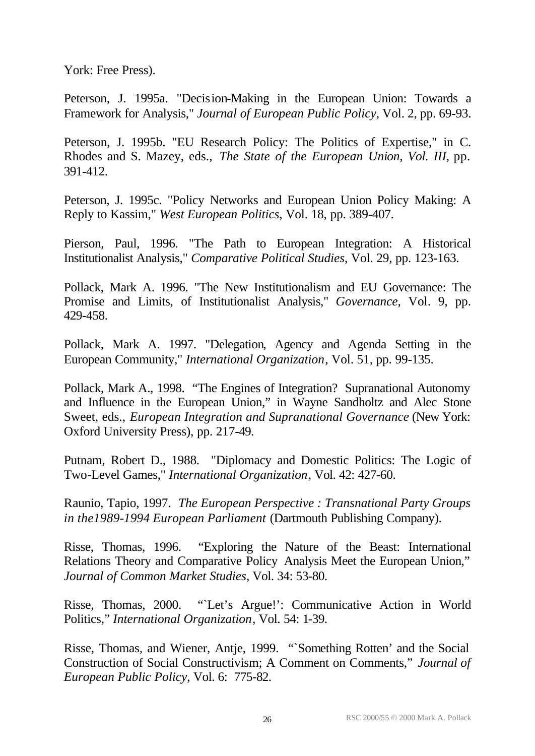York: Free Press).

Peterson, J. 1995a. "Decision-Making in the European Union: Towards a Framework for Analysis," *Journal of European Public Policy*, Vol. 2, pp. 69-93.

Peterson, J. 1995b. "EU Research Policy: The Politics of Expertise," in C. Rhodes and S. Mazey, eds., *The State of the European Union, Vol. III*, pp. 391-412.

Peterson, J. 1995c. "Policy Networks and European Union Policy Making: A Reply to Kassim," *West European Politics*, Vol. 18, pp. 389-407.

Pierson, Paul, 1996. "The Path to European Integration: A Historical Institutionalist Analysis," *Comparative Political Studies*, Vol. 29, pp. 123-163.

Pollack, Mark A. 1996. "The New Institutionalism and EU Governance: The Promise and Limits, of Institutionalist Analysis," *Governance*, Vol. 9, pp. 429-458.

Pollack, Mark A. 1997. "Delegation, Agency and Agenda Setting in the European Community," *International Organization*, Vol. 51, pp. 99-135.

Pollack, Mark A., 1998. "The Engines of Integration? Supranational Autonomy and Influence in the European Union," in Wayne Sandholtz and Alec Stone Sweet, eds., *European Integration and Supranational Governance* (New York: Oxford University Press), pp. 217-49.

Putnam, Robert D., 1988. "Diplomacy and Domestic Politics: The Logic of Two-Level Games," *International Organization*, Vol. 42: 427-60.

Raunio, Tapio, 1997. *The European Perspective : Transnational Party Groups in the1989-1994 European Parliament* (Dartmouth Publishing Company).

Risse, Thomas, 1996. "Exploring the Nature of the Beast: International Relations Theory and Comparative Policy Analysis Meet the European Union," *Journal of Common Market Studies*, Vol. 34: 53-80.

Risse, Thomas, 2000. "`Let's Argue!': Communicative Action in World Politics," *International Organization*, Vol. 54: 1-39.

Risse, Thomas, and Wiener, Antje, 1999. "`Something Rotten' and the Social Construction of Social Constructivism; A Comment on Comments," *Journal of European Public Policy*, Vol. 6: 775-82.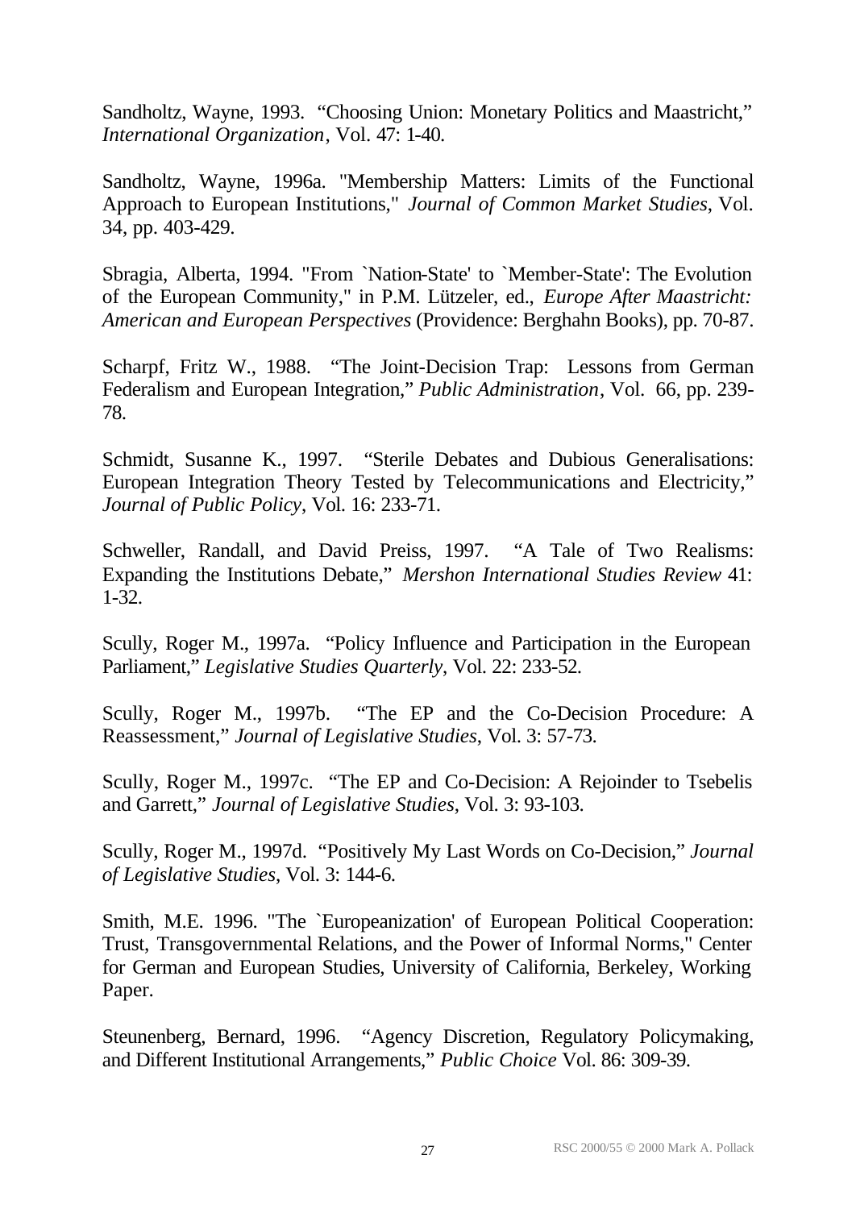Sandholtz, Wayne, 1993. "Choosing Union: Monetary Politics and Maastricht," *International Organization*, Vol. 47: 1-40.

Sandholtz, Wayne, 1996a. "Membership Matters: Limits of the Functional Approach to European Institutions," *Journal of Common Market Studies*, Vol. 34, pp. 403-429.

Sbragia, Alberta, 1994. "From `Nation-State' to `Member-State': The Evolution of the European Community," in P.M. Lützeler, ed., *Europe After Maastricht: American and European Perspectives* (Providence: Berghahn Books), pp. 70-87.

Scharpf, Fritz W., 1988. "The Joint-Decision Trap: Lessons from German Federalism and European Integration," *Public Administration*, Vol. 66, pp. 239-78.

Schmidt, Susanne K., 1997. "Sterile Debates and Dubious Generalisations: European Integration Theory Tested by Telecommunications and Electricity," *Journal of Public Policy*, Vol. 16: 233-71.

Schweller, Randall, and David Preiss, 1997. "A Tale of Two Realisms: Expanding the Institutions Debate," *Mershon International Studies Review* 41: 1-32.

Scully, Roger M., 1997a. "Policy Influence and Participation in the European Parliament," *Legislative Studies Quarterly*, Vol. 22: 233-52.

Scully, Roger M., 1997b. "The EP and the Co-Decision Procedure: A Reassessment," *Journal of Legislative Studies*, Vol. 3: 57-73.

Scully, Roger M., 1997c. "The EP and Co-Decision: A Rejoinder to Tsebelis and Garrett," *Journal of Legislative Studies*, Vol. 3: 93-103.

Scully, Roger M., 1997d. "Positively My Last Words on Co-Decision," *Journal of Legislative Studies*, Vol. 3: 144-6.

Smith, M.E. 1996. "The `Europeanization' of European Political Cooperation: Trust, Transgovernmental Relations, and the Power of Informal Norms," Center for German and European Studies, University of California, Berkeley, Working Paper.

Steunenberg, Bernard, 1996. "Agency Discretion, Regulatory Policymaking, and Different Institutional Arrangements," *Public Choice* Vol. 86: 309-39.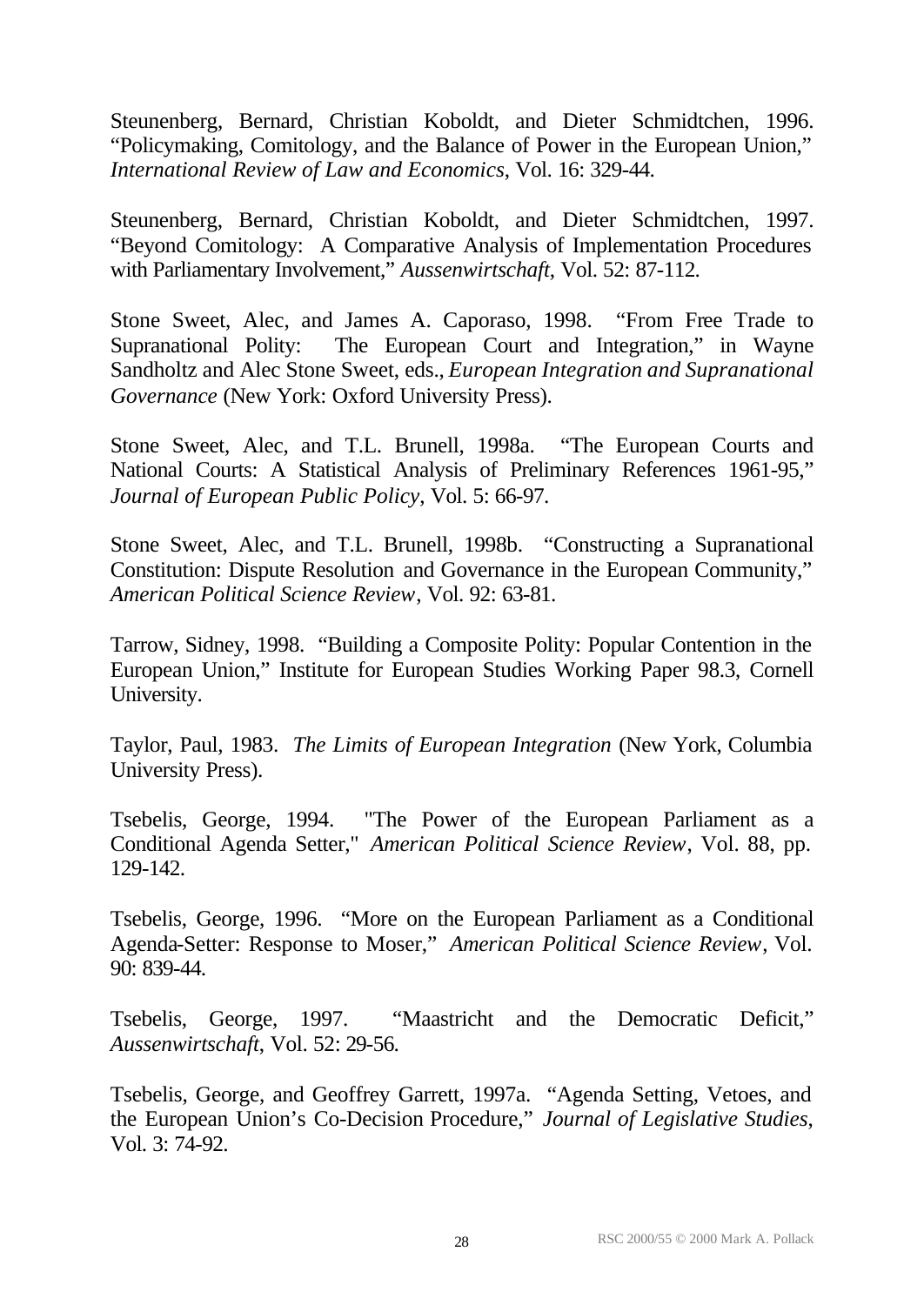Steunenberg, Bernard, Christian Koboldt, and Dieter Schmidtchen, 1996. "Policymaking, Comitology, and the Balance of Power in the European Union," *International Review of Law and Economics*, Vol. 16: 329-44.

Steunenberg, Bernard, Christian Koboldt, and Dieter Schmidtchen, 1997. "Beyond Comitology: A Comparative Analysis of Implementation Procedures with Parliamentary Involvement," *Aussenwirtschaft*, Vol. 52: 87-112.

Stone Sweet, Alec, and James A. Caporaso, 1998. "From Free Trade to Supranational Polity: The European Court and Integration," in Wayne Sandholtz and Alec Stone Sweet, eds., *European Integration and Supranational Governance* (New York: Oxford University Press).

Stone Sweet, Alec, and T.L. Brunell, 1998a. "The European Courts and National Courts: A Statistical Analysis of Preliminary References 1961-95," *Journal of European Public Policy*, Vol. 5: 66-97.

Stone Sweet, Alec, and T.L. Brunell, 1998b. "Constructing a Supranational Constitution: Dispute Resolution and Governance in the European Community," *American Political Science Review*, Vol. 92: 63-81.

Tarrow, Sidney, 1998. "Building a Composite Polity: Popular Contention in the European Union," Institute for European Studies Working Paper 98.3, Cornell University.

Taylor, Paul, 1983. *The Limits of European Integration* (New York, Columbia University Press).

Tsebelis, George, 1994. "The Power of the European Parliament as a Conditional Agenda Setter," *American Political Science Review*, Vol. 88, pp. 129-142.

Tsebelis, George, 1996. "More on the European Parliament as a Conditional Agenda-Setter: Response to Moser," *American Political Science Review*, Vol. 90: 839-44.

Tsebelis, George, 1997. "Maastricht and the Democratic Deficit," *Aussenwirtschaft*, Vol. 52: 29-56.

Tsebelis, George, and Geoffrey Garrett, 1997a. "Agenda Setting, Vetoes, and the European Union's Co-Decision Procedure," *Journal of Legislative Studies*, Vol. 3: 74-92.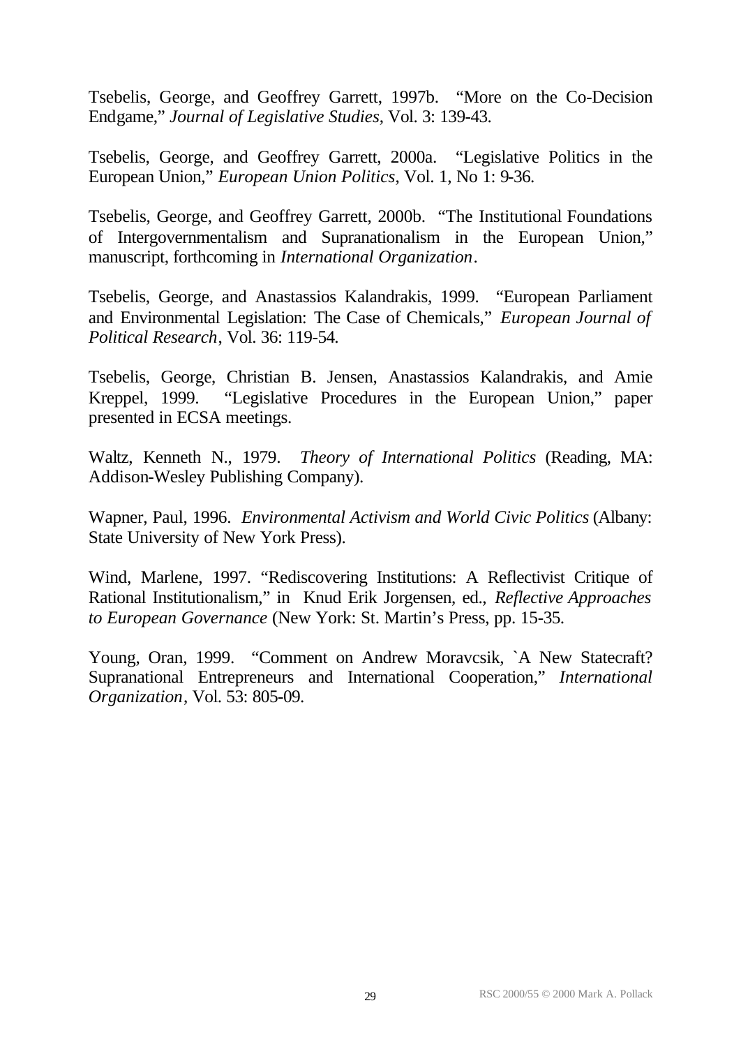Tsebelis, George, and Geoffrey Garrett, 1997b. "More on the Co-Decision Endgame," *Journal of Legislative Studies*, Vol. 3: 139-43.

Tsebelis, George, and Geoffrey Garrett, 2000a. "Legislative Politics in the European Union," *European Union Politics*, Vol. 1, No 1: 9-36.

Tsebelis, George, and Geoffrey Garrett, 2000b. "The Institutional Foundations of Intergovernmentalism and Supranationalism in the European Union," manuscript, forthcoming in *International Organization*.

Tsebelis, George, and Anastassios Kalandrakis, 1999. "European Parliament and Environmental Legislation: The Case of Chemicals," *European Journal of Political Research*, Vol. 36: 119-54.

Tsebelis, George, Christian B. Jensen, Anastassios Kalandrakis, and Amie Kreppel, 1999. "Legislative Procedures in the European Union," paper presented in ECSA meetings.

Waltz, Kenneth N., 1979. *Theory of International Politics* (Reading, MA: Addison-Wesley Publishing Company).

Wapner, Paul, 1996. *Environmental Activism and World Civic Politics* (Albany: State University of New York Press).

Wind, Marlene, 1997. "Rediscovering Institutions: A Reflectivist Critique of Rational Institutionalism," in Knud Erik Jorgensen, ed., *Reflective Approaches to European Governance* (New York: St. Martin's Press, pp. 15-35.

Young, Oran, 1999. "Comment on Andrew Moravcsik, `A New Statecraft? Supranational Entrepreneurs and International Cooperation," *International Organization*, Vol. 53: 805-09.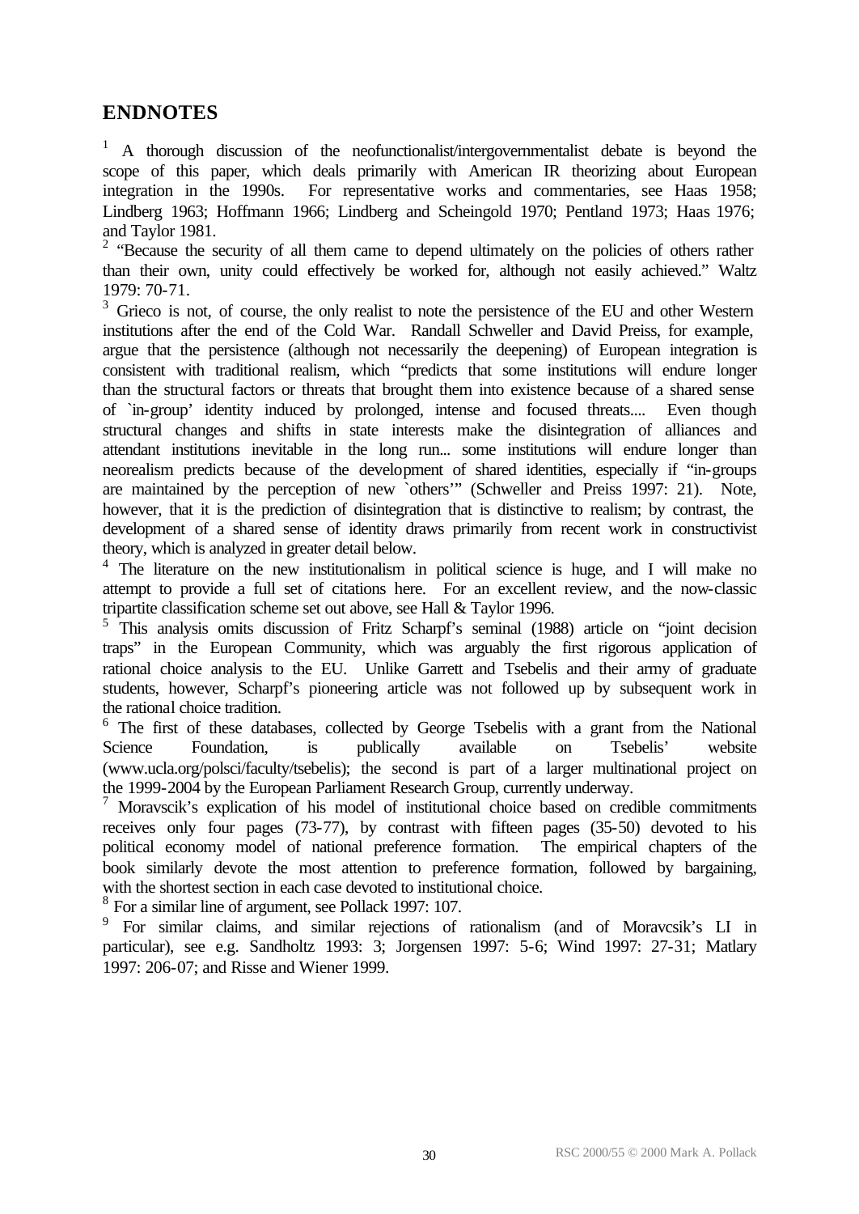## ENDNOTES

[1] A thorough discussion of the neofunctionalist/intergovernmentalist debate is beyond the scope of this paper, which deals primarily with American IR theorizing about European integration in the 1990s. For representative works and commentaries, see Haas 1958; Lindberg 1963; Hoffmann 1966; Lindberg and Scheingold 1970; Pentland 1973; Haas 1976; and Taylor 1981.

[2] "Because the security of all them came to depend ultimately on the policies of others rather than their own, unity could effectively be worked for, although not easily achieved." Waltz 1979: 70-71.

[3] Grieco is not, of course, the only realist to note the persistence of the EU and other Western institutions after the end of the Cold War. Randall Schweller and David Preiss, for example, argue that the persistence (although not necessarily the deepening) of European integration is consistent with traditional realism, which "predicts that some institutions will endure longer than the structural factors or threats that brought them into existence because of a shared sense of `in-group' identity induced by prolonged, intense and focused threats.... Even though structural changes and shifts in state interests make the disintegration of alliances and attendant institutions inevitable in the long run... some institutions will endure longer than neorealism predicts because of the development of shared identities, especially if "in-groups are maintained by the perception of new `others'" (Schweller and Preiss 1997: 21). Note, however, that it is the prediction of disintegration that is distinctive to realism; by contrast, the development of a shared sense of identity draws primarily from recent work in constructivist theory, which is analyzed in greater detail below.

[4] The literature on the new institutionalism in political science is huge, and I will make no attempt to provide a full set of citations here. For an excellent review, and the now-classic tripartite classification scheme set out above, see Hall & Taylor 1996.

[5] This analysis omits discussion of Fritz Scharpf's seminal (1988) article on "joint decision traps" in the European Community, which was arguably the first rigorous application of rational choice analysis to the EU. Unlike Garrett and Tsebelis and their army of graduate students, however, Scharpf's pioneering article was not followed up by subsequent work in the rational choice tradition.

[6] The first of these databases, collected by George Tsebelis with a grant from the National Science Foundation, is publically available on Tsebelis' website (www.ucla.org/polsci/faculty/tsebelis); the second is part of a larger multinational project on the 1999-2004 by the European Parliament Research Group, currently underway.

[7] Moravscik's explication of his model of institutional choice based on credible commitments receives only four pages (73-77), by contrast with fifteen pages (35-50) devoted to his political economy model of national preference formation. The empirical chapters of the book similarly devote the most attention to preference formation, followed by bargaining, with the shortest section in each case devoted to institutional choice.

[8] For a similar line of argument, see Pollack 1997: 107.

[9] For similar claims, and similar rejections of rationalism (and of Moravcsik's LI in particular), see e.g. Sandholtz 1993: 3; Jorgensen 1997: 5-6; Wind 1997: 27-31; Matlary 1997: 206-07; and Risse and Wiener 1999.